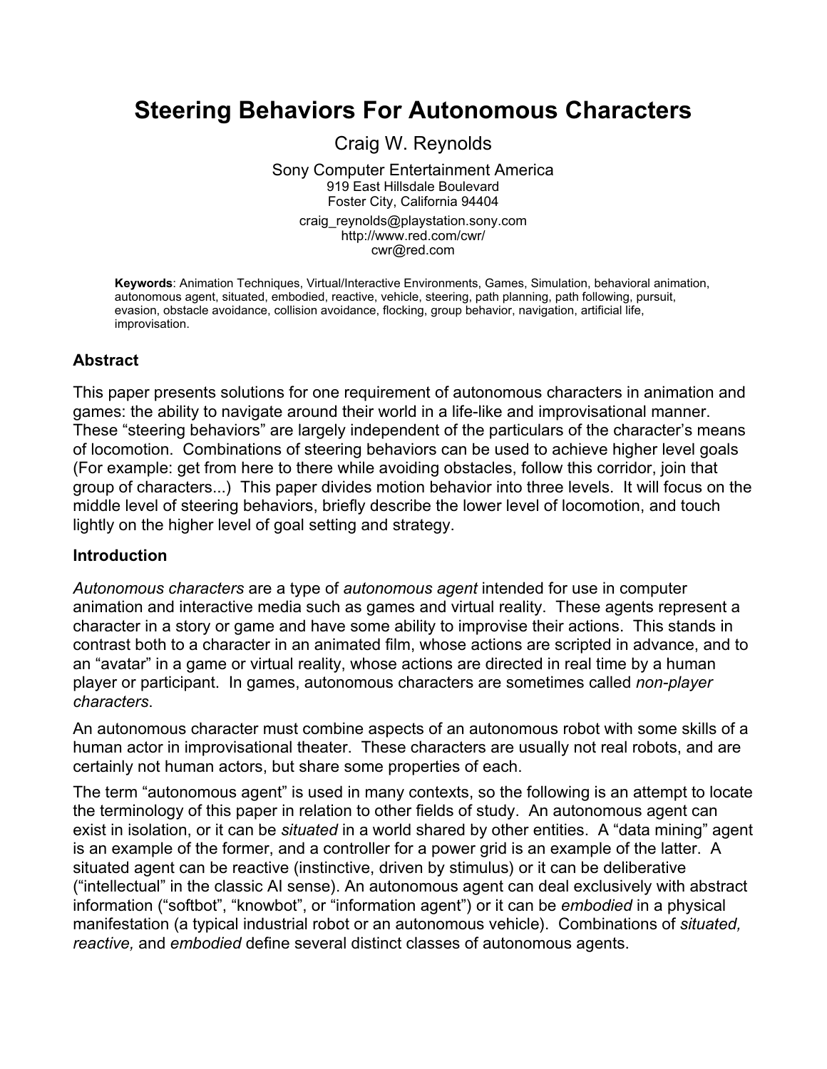# Steering Behaviors For Autonomous Characters

Craig W. Reynolds

Sony Computer Entertainment America
919 East Hillsdale Boulevard
Foster City, California 94404

craig_reynolds@playstation.sony.com
http://www.red.com/cwr/
cwr@red.com

**Keywords**: Animation Techniques, Virtual/Interactive Environments, Games, Simulation, behavioral animation, autonomous agent, situated, embodied, reactive, vehicle, steering, path planning, path following, pursuit, evasion, obstacle avoidance, collision avoidance, flocking, group behavior, navigation, artificial life, improvisation.

## Abstract

This paper presents solutions for one requirement of autonomous characters in animation and games: the ability to navigate around their world in a life-like and improvisational manner. These "steering behaviors" are largely independent of the particulars of the character's means of locomotion. Combinations of steering behaviors can be used to achieve higher level goals (For example: get from here to there while avoiding obstacles, follow this corridor, join that group of characters...) This paper divides motion behavior into three levels. It will focus on the middle level of steering behaviors, briefly describe the lower level of locomotion, and touch lightly on the higher level of goal setting and strategy.

## Introduction

*Autonomous characters* are a type of *autonomous agent* intended for use in computer animation and interactive media such as games and virtual reality. These agents represent a character in a story or game and have some ability to improvise their actions. This stands in contrast both to a character in an animated film, whose actions are scripted in advance, and to an "avatar" in a game or virtual reality, whose actions are directed in real time by a human player or participant. In games, autonomous characters are sometimes called *non-player characters*.

An autonomous character must combine aspects of an autonomous robot with some skills of a human actor in improvisational theater. These characters are usually not real robots, and are certainly not human actors, but share some properties of each.

The term "autonomous agent" is used in many contexts, so the following is an attempt to locate the terminology of this paper in relation to other fields of study. An autonomous agent can exist in isolation, or it can be *situated* in a world shared by other entities. A "data mining" agent is an example of the former, and a controller for a power grid is an example of the latter. A situated agent can be reactive (instinctive, driven by stimulus) or it can be deliberative ("intellectual" in the classic AI sense). An autonomous agent can deal exclusively with abstract information ("softbot", "knowbot", or "information agent") or it can be *embodied* in a physical manifestation (a typical industrial robot or an autonomous vehicle). Combinations of *situated, reactive,* and *embodied* define several distinct classes of autonomous agents.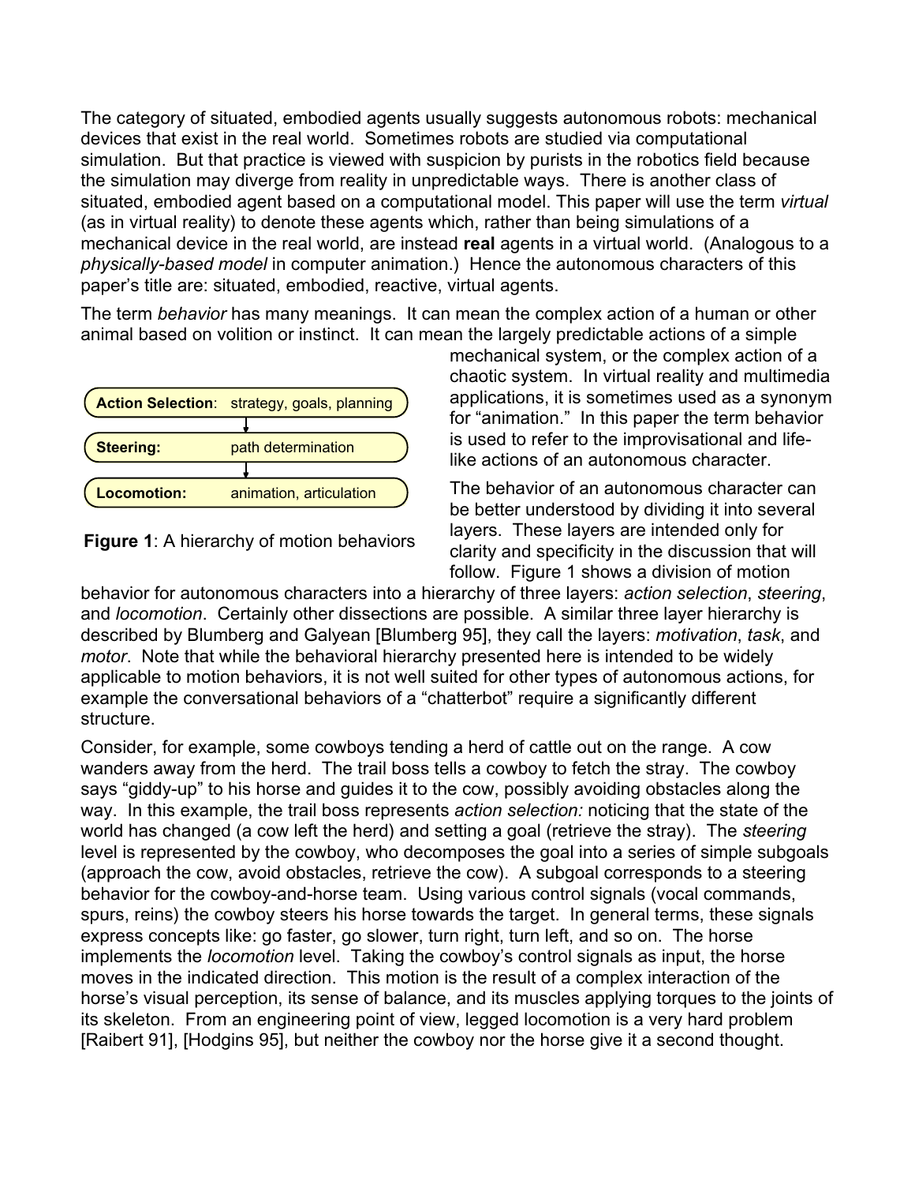The category of situated, embodied agents usually suggests autonomous robots: mechanical devices that exist in the real world. Sometimes robots are studied via computational simulation. But that practice is viewed with suspicion by purists in the robotics field because the simulation may diverge from reality in unpredictable ways. There is another class of situated, embodied agent based on a computational model. This paper will use the term *virtual* (as in virtual reality) to denote these agents which, rather than being simulations of a mechanical device in the real world, are instead **real** agents in a virtual world. (Analogous to a *physically-based model* in computer animation.) Hence the autonomous characters of this paper's title are: situated, embodied, reactive, virtual agents.

The term *behavior* has many meanings. It can mean the complex action of a human or other animal based on volition or instinct. It can mean the largely predictable actions of a simple mechanical system, or the complex action of a chaotic system. In virtual reality and multimedia applications, it is sometimes used as a synonym for "animation." In this paper the term behavior is used to refer to the improvisational and life-like actions of an autonomous character.

| | |
|---|---|
| **Action Selection**: | strategy, goals, planning |
| **Steering:** | path determination |
| **Locomotion:** | animation, articulation |

**Figure 1**: A hierarchy of motion behaviors

The behavior of an autonomous character can be better understood by dividing it into several layers. These layers are intended only for clarity and specificity in the discussion that will follow. Figure 1 shows a division of motion behavior for autonomous characters into a hierarchy of three layers: *action selection*, *steering*, and *locomotion*. Certainly other dissections are possible. A similar three layer hierarchy is described by Blumberg and Galyean [Blumberg 95], they call the layers: *motivation*, *task*, and *motor*. Note that while the behavioral hierarchy presented here is intended to be widely applicable to motion behaviors, it is not well suited for other types of autonomous actions, for example the conversational behaviors of a "chatterbot" require a significantly different structure.

Consider, for example, some cowboys tending a herd of cattle out on the range. A cow wanders away from the herd. The trail boss tells a cowboy to fetch the stray. The cowboy says "giddy-up" to his horse and guides it to the cow, possibly avoiding obstacles along the way. In this example, the trail boss represents *action selection:* noticing that the state of the world has changed (a cow left the herd) and setting a goal (retrieve the stray). The *steering* level is represented by the cowboy, who decomposes the goal into a series of simple subgoals (approach the cow, avoid obstacles, retrieve the cow). A subgoal corresponds to a steering behavior for the cowboy-and-horse team. Using various control signals (vocal commands, spurs, reins) the cowboy steers his horse towards the target. In general terms, these signals express concepts like: go faster, go slower, turn right, turn left, and so on. The horse implements the *locomotion* level. Taking the cowboy's control signals as input, the horse moves in the indicated direction. This motion is the result of a complex interaction of the horse's visual perception, its sense of balance, and its muscles applying torques to the joints of its skeleton. From an engineering point of view, legged locomotion is a very hard problem [Raibert 91], [Hodgins 95], but neither the cowboy nor the horse give it a second thought.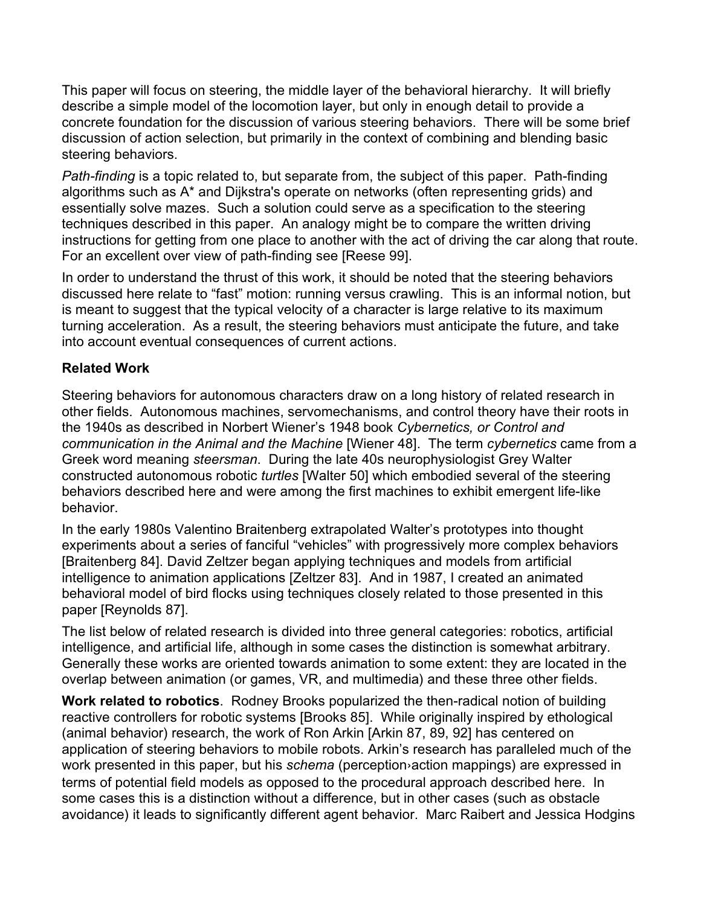This paper will focus on steering, the middle layer of the behavioral hierarchy. It will briefly describe a simple model of the locomotion layer, but only in enough detail to provide a concrete foundation for the discussion of various steering behaviors. There will be some brief discussion of action selection, but primarily in the context of combining and blending basic steering behaviors.

*Path-finding* is a topic related to, but separate from, the subject of this paper. Path-finding algorithms such as A* and Dijkstra's operate on networks (often representing grids) and essentially solve mazes. Such a solution could serve as a specification to the steering techniques described in this paper. An analogy might be to compare the written driving instructions for getting from one place to another with the act of driving the car along that route. For an excellent over view of path-finding see [Reese 99].

In order to understand the thrust of this work, it should be noted that the steering behaviors discussed here relate to "fast" motion: running versus crawling. This is an informal notion, but is meant to suggest that the typical velocity of a character is large relative to its maximum turning acceleration. As a result, the steering behaviors must anticipate the future, and take into account eventual consequences of current actions.

### Related Work

Steering behaviors for autonomous characters draw on a long history of related research in other fields. Autonomous machines, servomechanisms, and control theory have their roots in the 1940s as described in Norbert Wiener's 1948 book *Cybernetics, or Control and communication in the Animal and the Machine* [Wiener 48]. The term *cybernetics* came from a Greek word meaning *steersman*. During the late 40s neurophysiologist Grey Walter constructed autonomous robotic *turtles* [Walter 50] which embodied several of the steering behaviors described here and were among the first machines to exhibit emergent life-like behavior.

In the early 1980s Valentino Braitenberg extrapolated Walter's prototypes into thought experiments about a series of fanciful "vehicles" with progressively more complex behaviors [Braitenberg 84]. David Zeltzer began applying techniques and models from artificial intelligence to animation applications [Zeltzer 83]. And in 1987, I created an animated behavioral model of bird flocks using techniques closely related to those presented in this paper [Reynolds 87].

The list below of related research is divided into three general categories: robotics, artificial intelligence, and artificial life, although in some cases the distinction is somewhat arbitrary. Generally these works are oriented towards animation to some extent: they are located in the overlap between animation (or games, VR, and multimedia) and these three other fields.

**Work related to robotics**. Rodney Brooks popularized the then-radical notion of building reactive controllers for robotic systems [Brooks 85]. While originally inspired by ethological (animal behavior) research, the work of Ron Arkin [Arkin 87, 89, 92] has centered on application of steering behaviors to mobile robots. Arkin's research has paralleled much of the work presented in this paper, but his *schema* (perception›action mappings) are expressed in terms of potential field models as opposed to the procedural approach described here. In some cases this is a distinction without a difference, but in other cases (such as obstacle avoidance) it leads to significantly different agent behavior. Marc Raibert and Jessica Hodgins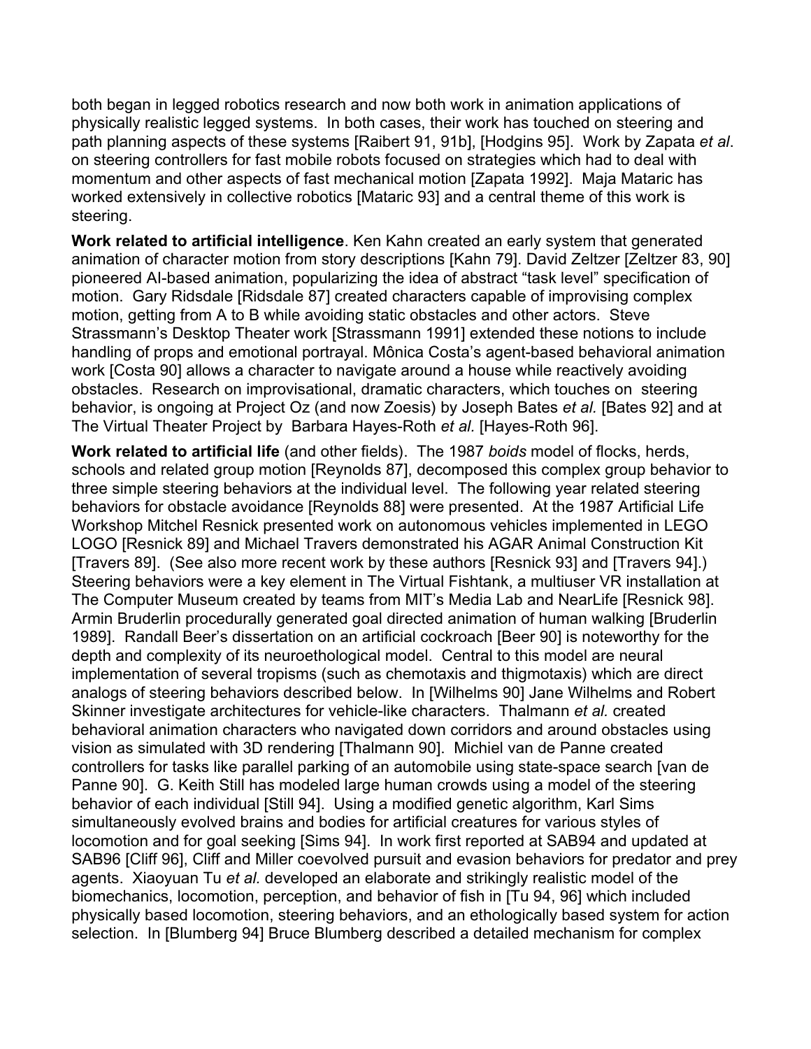both began in legged robotics research and now both work in animation applications of physically realistic legged systems. In both cases, their work has touched on steering and path planning aspects of these systems [Raibert 91, 91b], [Hodgins 95]. Work by Zapata *et al*. on steering controllers for fast mobile robots focused on strategies which had to deal with momentum and other aspects of fast mechanical motion [Zapata 1992]. Maja Mataric has worked extensively in collective robotics [Mataric 93] and a central theme of this work is steering.

**Work related to artificial intelligence**. Ken Kahn created an early system that generated animation of character motion from story descriptions [Kahn 79]. David Zeltzer [Zeltzer 83, 90] pioneered AI-based animation, popularizing the idea of abstract "task level" specification of motion. Gary Ridsdale [Ridsdale 87] created characters capable of improvising complex motion, getting from A to B while avoiding static obstacles and other actors. Steve Strassmann's Desktop Theater work [Strassmann 1991] extended these notions to include handling of props and emotional portrayal. Mônica Costa's agent-based behavioral animation work [Costa 90] allows a character to navigate around a house while reactively avoiding obstacles. Research on improvisational, dramatic characters, which touches on steering behavior, is ongoing at Project Oz (and now Zoesis) by Joseph Bates *et al.* [Bates 92] and at The Virtual Theater Project by Barbara Hayes-Roth *et al.* [Hayes-Roth 96].

**Work related to artificial life** (and other fields). The 1987 *boids* model of flocks, herds, schools and related group motion [Reynolds 87], decomposed this complex group behavior to three simple steering behaviors at the individual level. The following year related steering behaviors for obstacle avoidance [Reynolds 88] were presented. At the 1987 Artificial Life Workshop Mitchel Resnick presented work on autonomous vehicles implemented in LEGO LOGO [Resnick 89] and Michael Travers demonstrated his AGAR Animal Construction Kit [Travers 89]. (See also more recent work by these authors [Resnick 93] and [Travers 94].) Steering behaviors were a key element in The Virtual Fishtank, a multiuser VR installation at The Computer Museum created by teams from MIT's Media Lab and NearLife [Resnick 98]. Armin Bruderlin procedurally generated goal directed animation of human walking [Bruderlin 1989]. Randall Beer's dissertation on an artificial cockroach [Beer 90] is noteworthy for the depth and complexity of its neuroethological model. Central to this model are neural implementation of several tropisms (such as chemotaxis and thigmotaxis) which are direct analogs of steering behaviors described below. In [Wilhelms 90] Jane Wilhelms and Robert Skinner investigate architectures for vehicle-like characters. Thalmann *et al.* created behavioral animation characters who navigated down corridors and around obstacles using vision as simulated with 3D rendering [Thalmann 90]. Michiel van de Panne created controllers for tasks like parallel parking of an automobile using state-space search [van de Panne 90]. G. Keith Still has modeled large human crowds using a model of the steering behavior of each individual [Still 94]. Using a modified genetic algorithm, Karl Sims simultaneously evolved brains and bodies for artificial creatures for various styles of locomotion and for goal seeking [Sims 94]. In work first reported at SAB94 and updated at SAB96 [Cliff 96], Cliff and Miller coevolved pursuit and evasion behaviors for predator and prey agents. Xiaoyuan Tu *et al.* developed an elaborate and strikingly realistic model of the biomechanics, locomotion, perception, and behavior of fish in [Tu 94, 96] which included physically based locomotion, steering behaviors, and an ethologically based system for action selection. In [Blumberg 94] Bruce Blumberg described a detailed mechanism for complex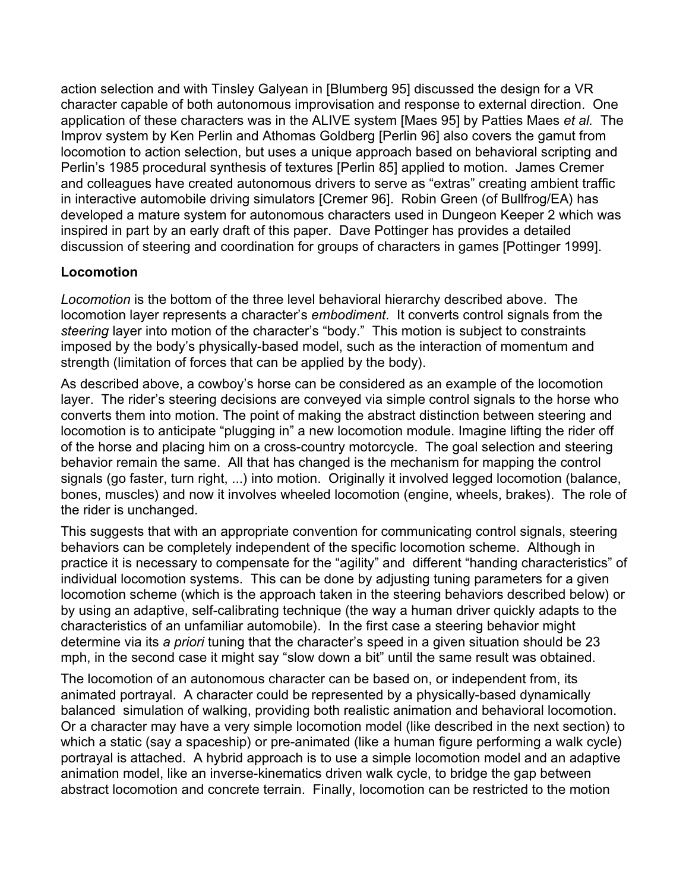action selection and with Tinsley Galyean in [Blumberg 95] discussed the design for a VR character capable of both autonomous improvisation and response to external direction. One application of these characters was in the ALIVE system [Maes 95] by Patties Maes *et al.* The Improv system by Ken Perlin and Athomas Goldberg [Perlin 96] also covers the gamut from locomotion to action selection, but uses a unique approach based on behavioral scripting and Perlin's 1985 procedural synthesis of textures [Perlin 85] applied to motion. James Cremer and colleagues have created autonomous drivers to serve as "extras" creating ambient traffic in interactive automobile driving simulators [Cremer 96]. Robin Green (of Bullfrog/EA) has developed a mature system for autonomous characters used in Dungeon Keeper 2 which was inspired in part by an early draft of this paper. Dave Pottinger has provides a detailed discussion of steering and coordination for groups of characters in games [Pottinger 1999].

**Locomotion**

*Locomotion* is the bottom of the three level behavioral hierarchy described above. The locomotion layer represents a character's *embodiment*. It converts control signals from the *steering* layer into motion of the character's "body." This motion is subject to constraints imposed by the body's physically-based model, such as the interaction of momentum and strength (limitation of forces that can be applied by the body).

As described above, a cowboy's horse can be considered as an example of the locomotion layer. The rider's steering decisions are conveyed via simple control signals to the horse who converts them into motion. The point of making the abstract distinction between steering and locomotion is to anticipate "plugging in" a new locomotion module. Imagine lifting the rider off of the horse and placing him on a cross-country motorcycle. The goal selection and steering behavior remain the same. All that has changed is the mechanism for mapping the control signals (go faster, turn right, ...) into motion. Originally it involved legged locomotion (balance, bones, muscles) and now it involves wheeled locomotion (engine, wheels, brakes). The role of the rider is unchanged.

This suggests that with an appropriate convention for communicating control signals, steering behaviors can be completely independent of the specific locomotion scheme. Although in practice it is necessary to compensate for the "agility" and different "handing characteristics" of individual locomotion systems. This can be done by adjusting tuning parameters for a given locomotion scheme (which is the approach taken in the steering behaviors described below) or by using an adaptive, self-calibrating technique (the way a human driver quickly adapts to the characteristics of an unfamiliar automobile). In the first case a steering behavior might determine via its *a priori* tuning that the character's speed in a given situation should be 23 mph, in the second case it might say "slow down a bit" until the same result was obtained.

The locomotion of an autonomous character can be based on, or independent from, its animated portrayal. A character could be represented by a physically-based dynamically balanced simulation of walking, providing both realistic animation and behavioral locomotion. Or a character may have a very simple locomotion model (like described in the next section) to which a static (say a spaceship) or pre-animated (like a human figure performing a walk cycle) portrayal is attached. A hybrid approach is to use a simple locomotion model and an adaptive animation model, like an inverse-kinematics driven walk cycle, to bridge the gap between abstract locomotion and concrete terrain. Finally, locomotion can be restricted to the motion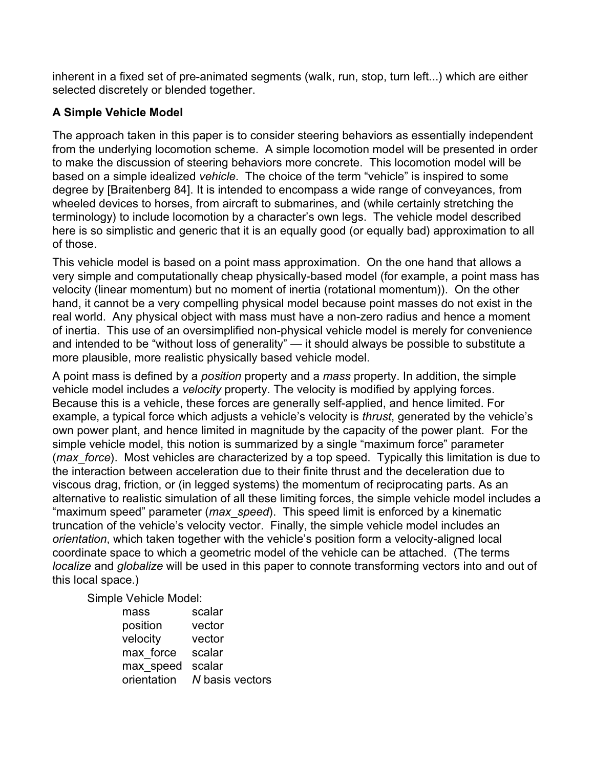inherent in a fixed set of pre-animated segments (walk, run, stop, turn left...) which are either selected discretely or blended together.

### A Simple Vehicle Model

The approach taken in this paper is to consider steering behaviors as essentially independent from the underlying locomotion scheme. A simple locomotion model will be presented in order to make the discussion of steering behaviors more concrete. This locomotion model will be based on a simple idealized *vehicle*. The choice of the term "vehicle" is inspired to some degree by [Braitenberg 84]. It is intended to encompass a wide range of conveyances, from wheeled devices to horses, from aircraft to submarines, and (while certainly stretching the terminology) to include locomotion by a character's own legs. The vehicle model described here is so simplistic and generic that it is an equally good (or equally bad) approximation to all of those.

This vehicle model is based on a point mass approximation. On the one hand that allows a very simple and computationally cheap physically-based model (for example, a point mass has velocity (linear momentum) but no moment of inertia (rotational momentum)). On the other hand, it cannot be a very compelling physical model because point masses do not exist in the real world. Any physical object with mass must have a non-zero radius and hence a moment of inertia. This use of an oversimplified non-physical vehicle model is merely for convenience and intended to be "without loss of generality" — it should always be possible to substitute a more plausible, more realistic physically based vehicle model.

A point mass is defined by a *position* property and a *mass* property. In addition, the simple vehicle model includes a *velocity* property. The velocity is modified by applying forces. Because this is a vehicle, these forces are generally self-applied, and hence limited. For example, a typical force which adjusts a vehicle's velocity is *thrust*, generated by the vehicle's own power plant, and hence limited in magnitude by the capacity of the power plant. For the simple vehicle model, this notion is summarized by a single "maximum force" parameter (*max_force*). Most vehicles are characterized by a top speed. Typically this limitation is due to the interaction between acceleration due to their finite thrust and the deceleration due to viscous drag, friction, or (in legged systems) the momentum of reciprocating parts. As an alternative to realistic simulation of all these limiting forces, the simple vehicle model includes a "maximum speed" parameter (*max_speed*). This speed limit is enforced by a kinematic truncation of the vehicle's velocity vector. Finally, the simple vehicle model includes an *orientation*, which taken together with the vehicle's position form a velocity-aligned local coordinate space to which a geometric model of the vehicle can be attached. (The terms *localize* and *globalize* will be used in this paper to connote transforming vectors into and out of this local space.)

```
Simple Vehicle Model:
        mass          scalar
        position      vector
        velocity      vector
        max_force     scalar
        max_speed     scalar
        orientation   N basis vectors
```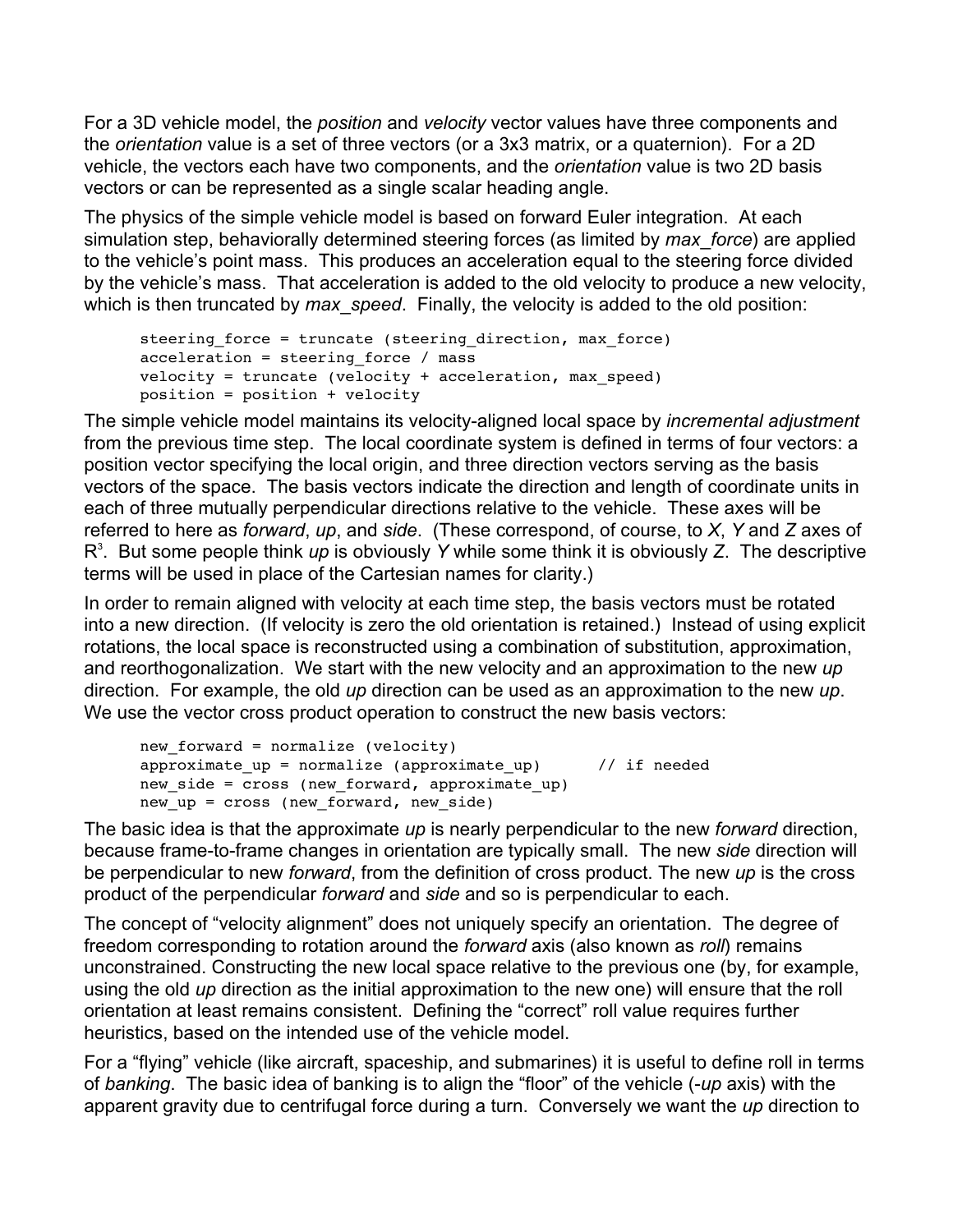For a 3D vehicle model, the *position* and *velocity* vector values have three components and the *orientation* value is a set of three vectors (or a 3x3 matrix, or a quaternion). For a 2D vehicle, the vectors each have two components, and the *orientation* value is two 2D basis vectors or can be represented as a single scalar heading angle.

The physics of the simple vehicle model is based on forward Euler integration. At each simulation step, behaviorally determined steering forces (as limited by *max_force*) are applied to the vehicle's point mass. This produces an acceleration equal to the steering force divided by the vehicle's mass. That acceleration is added to the old velocity to produce a new velocity, which is then truncated by *max_speed*. Finally, the velocity is added to the old position:

```
steering_force = truncate (steering_direction, max_force)
acceleration = steering_force / mass
velocity = truncate (velocity + acceleration, max_speed)
position = position + velocity
```

The simple vehicle model maintains its velocity-aligned local space by *incremental adjustment* from the previous time step. The local coordinate system is defined in terms of four vectors: a position vector specifying the local origin, and three direction vectors serving as the basis vectors of the space. The basis vectors indicate the direction and length of coordinate units in each of three mutually perpendicular directions relative to the vehicle. These axes will be referred to here as *forward*, *up*, and *side*. (These correspond, of course, to *X*, *Y* and *Z* axes of $R^3$. But some people think *up* is obviously *Y* while some think it is obviously *Z*. The descriptive terms will be used in place of the Cartesian names for clarity.)

In order to remain aligned with velocity at each time step, the basis vectors must be rotated into a new direction. (If velocity is zero the old orientation is retained.) Instead of using explicit rotations, the local space is reconstructed using a combination of substitution, approximation, and reorthogonalization. We start with the new velocity and an approximation to the new *up* direction. For example, the old *up* direction can be used as an approximation to the new *up*. We use the vector cross product operation to construct the new basis vectors:

```
new_forward = normalize (velocity)
approximate_up = normalize (approximate_up)      // if needed
new_side = cross (new_forward, approximate_up)
new_up = cross (new_forward, new_side)
```

The basic idea is that the approximate *up* is nearly perpendicular to the new *forward* direction, because frame-to-frame changes in orientation are typically small. The new *side* direction will be perpendicular to new *forward*, from the definition of cross product. The new *up* is the cross product of the perpendicular *forward* and *side* and so is perpendicular to each.

The concept of "velocity alignment" does not uniquely specify an orientation. The degree of freedom corresponding to rotation around the *forward* axis (also known as *roll*) remains unconstrained. Constructing the new local space relative to the previous one (by, for example, using the old *up* direction as the initial approximation to the new one) will ensure that the roll orientation at least remains consistent. Defining the "correct" roll value requires further heuristics, based on the intended use of the vehicle model.

For a "flying" vehicle (like aircraft, spaceship, and submarines) it is useful to define roll in terms of *banking*. The basic idea of banking is to align the "floor" of the vehicle (-*up* axis) with the apparent gravity due to centrifugal force during a turn. Conversely we want the *up* direction to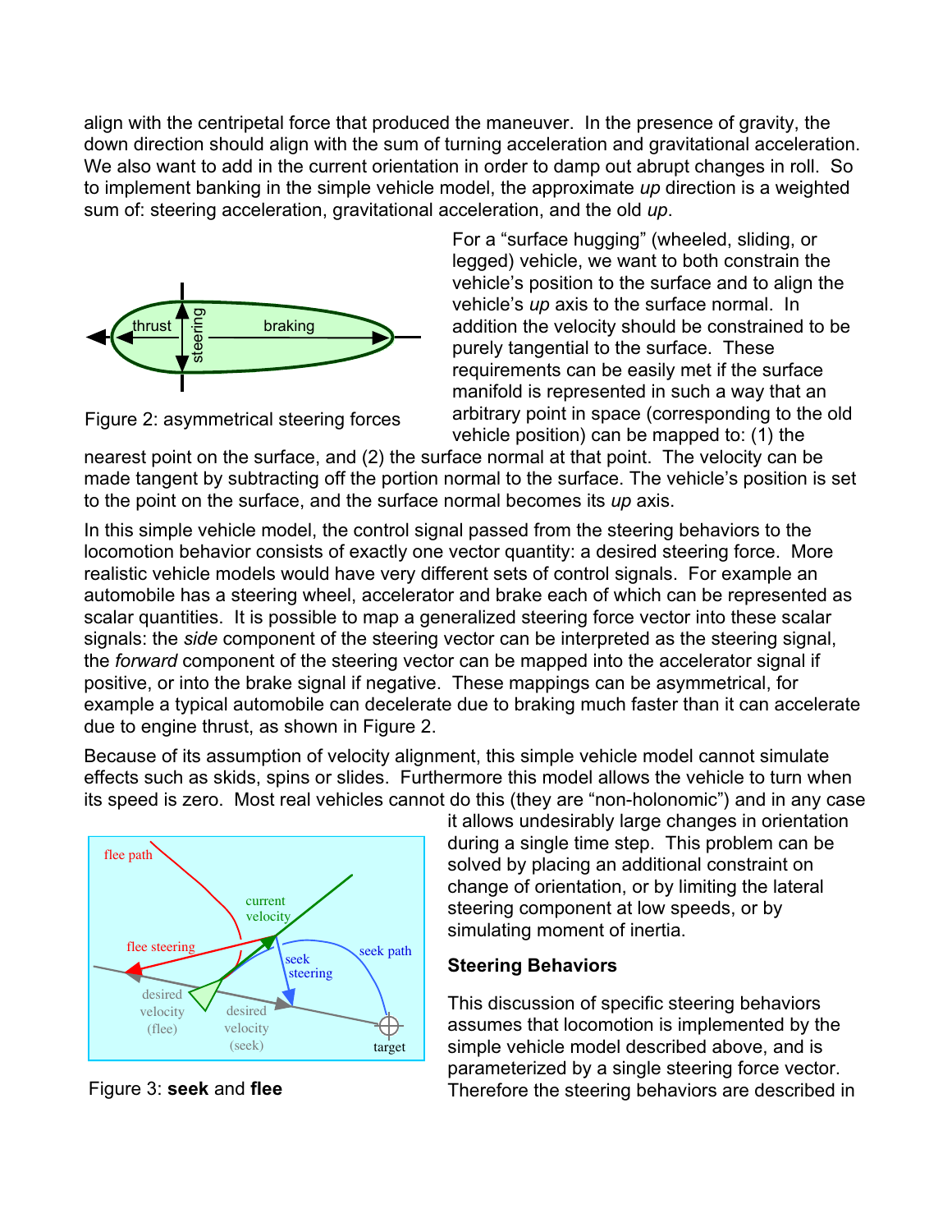align with the centripetal force that produced the maneuver. In the presence of gravity, the down direction should align with the sum of turning acceleration and gravitational acceleration. We also want to add in the current orientation in order to damp out abrupt changes in roll. So to implement banking in the simple vehicle model, the approximate *up* direction is a weighted sum of: steering acceleration, gravitational acceleration, and the old *up*.

Figure 2: asymmetrical steering forces

For a "surface hugging" (wheeled, sliding, or legged) vehicle, we want to both constrain the vehicle's position to the surface and to align the vehicle's *up* axis to the surface normal. In addition the velocity should be constrained to be purely tangential to the surface. These requirements can be easily met if the surface manifold is represented in such a way that an arbitrary point in space (corresponding to the old vehicle position) can be mapped to: (1) the nearest point on the surface, and (2) the surface normal at that point. The velocity can be made tangent by subtracting off the portion normal to the surface. The vehicle's position is set to the point on the surface, and the surface normal becomes its *up* axis.

In this simple vehicle model, the control signal passed from the steering behaviors to the locomotion behavior consists of exactly one vector quantity: a desired steering force. More realistic vehicle models would have very different sets of control signals. For example an automobile has a steering wheel, accelerator and brake each of which can be represented as scalar quantities. It is possible to map a generalized steering force vector into these scalar signals: the *side* component of the steering vector can be interpreted as the steering signal, the *forward* component of the steering vector can be mapped into the accelerator signal if positive, or into the brake signal if negative. These mappings can be asymmetrical, for example a typical automobile can decelerate due to braking much faster than it can accelerate due to engine thrust, as shown in Figure 2.

Because of its assumption of velocity alignment, this simple vehicle model cannot simulate effects such as skids, spins or slides. Furthermore this model allows the vehicle to turn when its speed is zero. Most real vehicles cannot do this (they are "non-holonomic") and in any case it allows undesirably large changes in orientation during a single time step. This problem can be solved by placing an additional constraint on change of orientation, or by limiting the lateral steering component at low speeds, or by simulating moment of inertia.

Figure 3: **seek** and **flee**

### Steering Behaviors

This discussion of specific steering behaviors assumes that locomotion is implemented by the simple vehicle model described above, and is parameterized by a single steering force vector. Therefore the steering behaviors are described in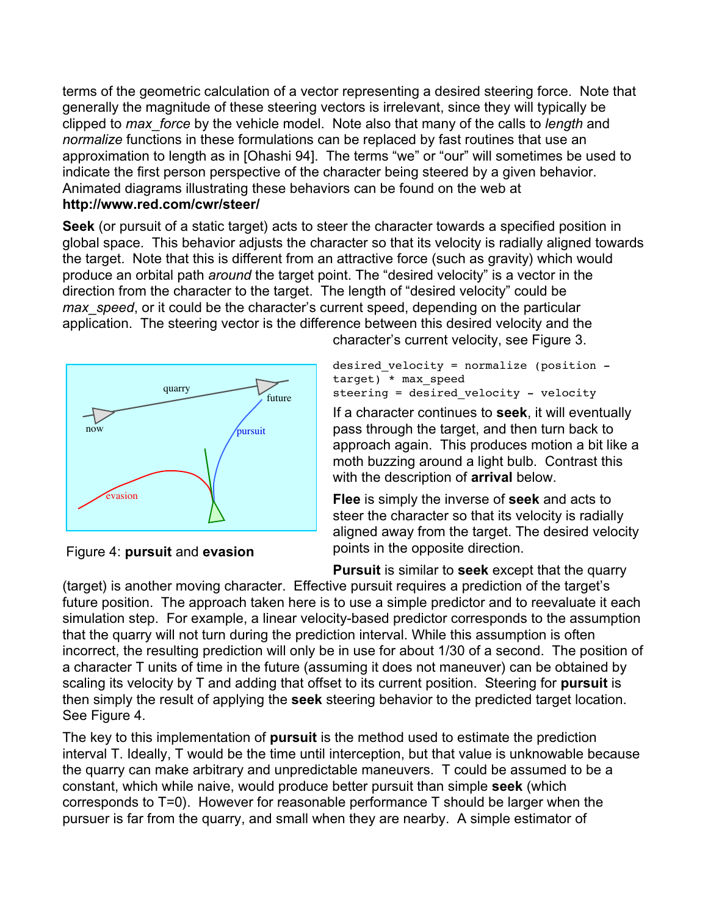terms of the geometric calculation of a vector representing a desired steering force. Note that generally the magnitude of these steering vectors is irrelevant, since they will typically be clipped to *max_force* by the vehicle model. Note also that many of the calls to *length* and *normalize* functions in these formulations can be replaced by fast routines that use an approximation to length as in [Ohashi 94]. The terms "we" or "our" will sometimes be used to indicate the first person perspective of the character being steered by a given behavior. Animated diagrams illustrating these behaviors can be found on the web at **http://www.red.com/cwr/steer/**

**Seek** (or pursuit of a static target) acts to steer the character towards a specified position in global space. This behavior adjusts the character so that its velocity is radially aligned towards the target. Note that this is different from an attractive force (such as gravity) which would produce an orbital path *around* the target point. The "desired velocity" is a vector in the direction from the character to the target. The length of "desired velocity" could be *max_speed*, or it could be the character's current speed, depending on the particular application. The steering vector is the difference between this desired velocity and the character's current velocity, see Figure 3.

```
desired_velocity = normalize (position - target) * max_speed
steering = desired_velocity - velocity
```

If a character continues to **seek**, it will eventually pass through the target, and then turn back to approach again. This produces motion a bit like a moth buzzing around a light bulb. Contrast this with the description of **arrival** below.

**Flee** is simply the inverse of **seek** and acts to steer the character so that its velocity is radially aligned away from the target. The desired velocity points in the opposite direction.

Figure 4: **pursuit** and **evasion**

**Pursuit** is similar to **seek** except that the quarry (target) is another moving character. Effective pursuit requires a prediction of the target's future position. The approach taken here is to use a simple predictor and to reevaluate it each simulation step. For example, a linear velocity-based predictor corresponds to the assumption that the quarry will not turn during the prediction interval. While this assumption is often incorrect, the resulting prediction will only be in use for about 1/30 of a second. The position of a character T units of time in the future (assuming it does not maneuver) can be obtained by scaling its velocity by T and adding that offset to its current position. Steering for **pursuit** is then simply the result of applying the **seek** steering behavior to the predicted target location. See Figure 4.

The key to this implementation of **pursuit** is the method used to estimate the prediction interval T. Ideally, T would be the time until interception, but that value is unknowable because the quarry can make arbitrary and unpredictable maneuvers. T could be assumed to be a constant, which while naive, would produce better pursuit than simple **seek** (which corresponds to T=0). However for reasonable performance T should be larger when the pursuer is far from the quarry, and small when they are nearby. A simple estimator of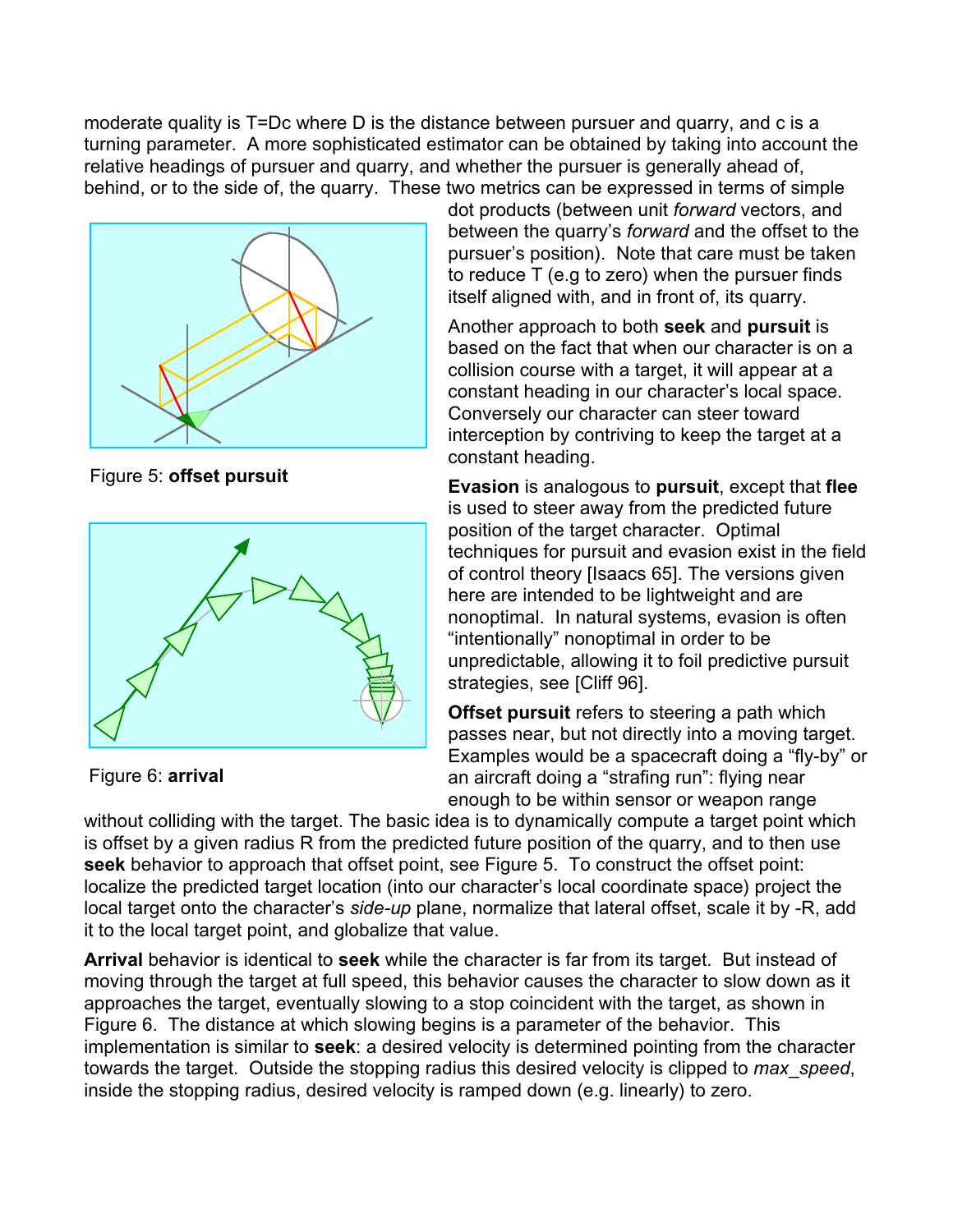moderate quality is T=Dc where D is the distance between pursuer and quarry, and c is a turning parameter. A more sophisticated estimator can be obtained by taking into account the relative headings of pursuer and quarry, and whether the pursuer is generally ahead of, behind, or to the side of, the quarry. These two metrics can be expressed in terms of simple dot products (between unit *forward* vectors, and between the quarry's *forward* and the offset to the pursuer's position). Note that care must be taken to reduce T (e.g to zero) when the pursuer finds itself aligned with, and in front of, its quarry.

Another approach to both **seek** and **pursuit** is based on the fact that when our character is on a collision course with a target, it will appear at a constant heading in our character's local space. Conversely our character can steer toward interception by contriving to keep the target at a constant heading.

**Evasion** is analogous to **pursuit**, except that **flee** is used to steer away from the predicted future position of the target character. Optimal techniques for pursuit and evasion exist in the field of control theory [Isaacs 65]. The versions given here are intended to be lightweight and are nonoptimal. In natural systems, evasion is often "intentionally" nonoptimal in order to be unpredictable, allowing it to foil predictive pursuit strategies, see [Cliff 96].

Figure 5: **offset pursuit**

Figure 6: **arrival**

**Offset pursuit** refers to steering a path which passes near, but not directly into a moving target. Examples would be a spacecraft doing a "fly-by" or an aircraft doing a "strafing run": flying near enough to be within sensor or weapon range without colliding with the target. The basic idea is to dynamically compute a target point which is offset by a given radius R from the predicted future position of the quarry, and to then use **seek** behavior to approach that offset point, see Figure 5. To construct the offset point: localize the predicted target location (into our character's local coordinate space) project the local target onto the character's *side-up* plane, normalize that lateral offset, scale it by -R, add it to the local target point, and globalize that value.

**Arrival** behavior is identical to **seek** while the character is far from its target. But instead of moving through the target at full speed, this behavior causes the character to slow down as it approaches the target, eventually slowing to a stop coincident with the target, as shown in Figure 6. The distance at which slowing begins is a parameter of the behavior. This implementation is similar to **seek**: a desired velocity is determined pointing from the character towards the target. Outside the stopping radius this desired velocity is clipped to *max_speed*, inside the stopping radius, desired velocity is ramped down (e.g. linearly) to zero.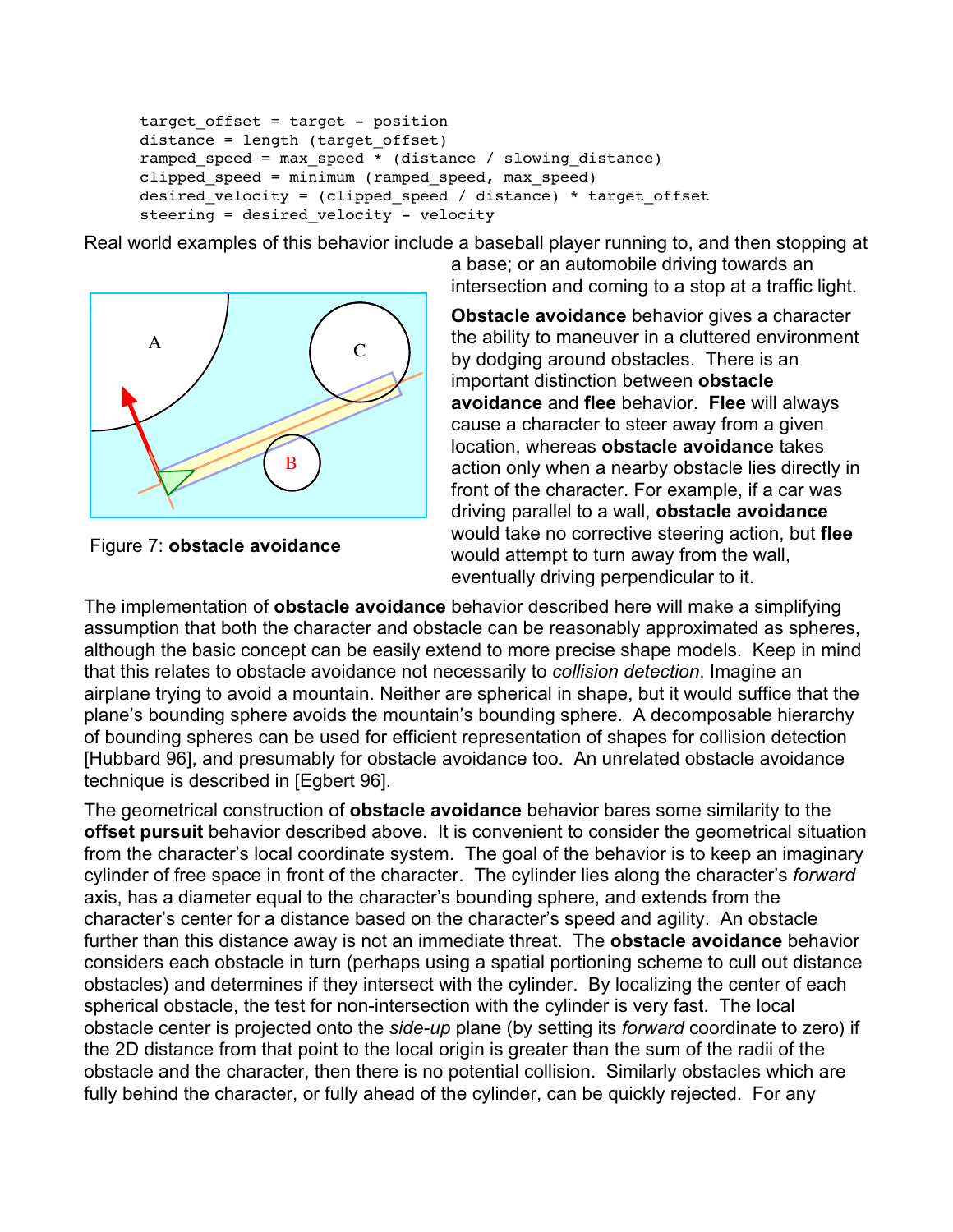```
target_offset = target - position
distance = length (target_offset)
ramped_speed = max_speed * (distance / slowing_distance)
clipped_speed = minimum (ramped_speed, max_speed)
desired_velocity = (clipped_speed / distance) * target_offset
steering = desired_velocity - velocity
```

Real world examples of this behavior include a baseball player running to, and then stopping at a base; or an automobile driving towards an intersection and coming to a stop at a traffic light.

Figure 7: **obstacle avoidance**

**Obstacle avoidance** behavior gives a character the ability to maneuver in a cluttered environment by dodging around obstacles. There is an important distinction between **obstacle avoidance** and **flee** behavior. **Flee** will always cause a character to steer away from a given location, whereas **obstacle avoidance** takes action only when a nearby obstacle lies directly in front of the character. For example, if a car was driving parallel to a wall, **obstacle avoidance** would take no corrective steering action, but **flee** would attempt to turn away from the wall, eventually driving perpendicular to it.

The implementation of **obstacle avoidance** behavior described here will make a simplifying assumption that both the character and obstacle can be reasonably approximated as spheres, although the basic concept can be easily extend to more precise shape models. Keep in mind that this relates to obstacle avoidance not necessarily to *collision detection*. Imagine an airplane trying to avoid a mountain. Neither are spherical in shape, but it would suffice that the plane's bounding sphere avoids the mountain's bounding sphere. A decomposable hierarchy of bounding spheres can be used for efficient representation of shapes for collision detection [Hubbard 96], and presumably for obstacle avoidance too. An unrelated obstacle avoidance technique is described in [Egbert 96].

The geometrical construction of **obstacle avoidance** behavior bares some similarity to the **offset pursuit** behavior described above. It is convenient to consider the geometrical situation from the character's local coordinate system. The goal of the behavior is to keep an imaginary cylinder of free space in front of the character. The cylinder lies along the character's *forward* axis, has a diameter equal to the character's bounding sphere, and extends from the character's center for a distance based on the character's speed and agility. An obstacle further than this distance away is not an immediate threat. The **obstacle avoidance** behavior considers each obstacle in turn (perhaps using a spatial portioning scheme to cull out distance obstacles) and determines if they intersect with the cylinder. By localizing the center of each spherical obstacle, the test for non-intersection with the cylinder is very fast. The local obstacle center is projected onto the *side-up* plane (by setting its *forward* coordinate to zero) if the 2D distance from that point to the local origin is greater than the sum of the radii of the obstacle and the character, then there is no potential collision. Similarly obstacles which are fully behind the character, or fully ahead of the cylinder, can be quickly rejected. For any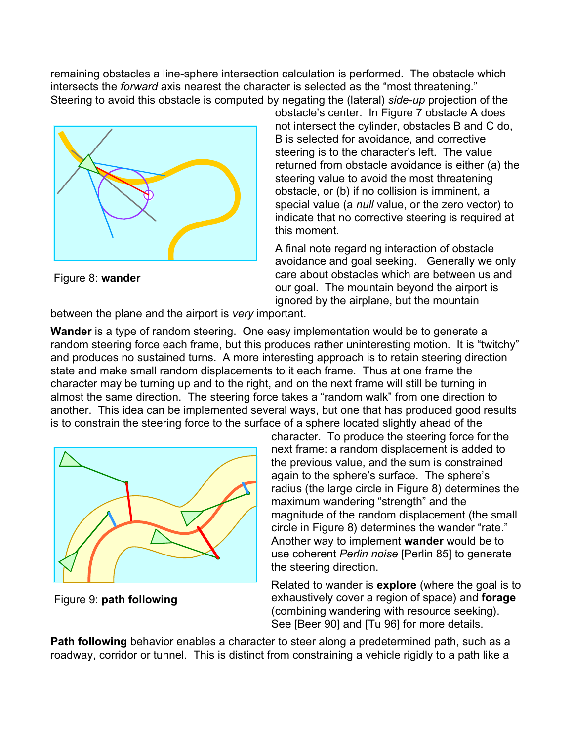remaining obstacles a line-sphere intersection calculation is performed. The obstacle which intersects the *forward* axis nearest the character is selected as the "most threatening." Steering to avoid this obstacle is computed by negating the (lateral) *side-up* projection of the obstacle's center. In Figure 7 obstacle A does not intersect the cylinder, obstacles B and C do, B is selected for avoidance, and corrective steering is to the character's left. The value returned from obstacle avoidance is either (a) the steering value to avoid the most threatening obstacle, or (b) if no collision is imminent, a special value (a *null* value, or the zero vector) to indicate that no corrective steering is required at this moment.

Figure 8: **wander**

A final note regarding interaction of obstacle avoidance and goal seeking. Generally we only care about obstacles which are between us and our goal. The mountain beyond the airport is ignored by the airplane, but the mountain between the plane and the airport is *very* important.

**Wander** is a type of random steering. One easy implementation would be to generate a random steering force each frame, but this produces rather uninteresting motion. It is "twitchy" and produces no sustained turns. A more interesting approach is to retain steering direction state and make small random displacements to it each frame. Thus at one frame the character may be turning up and to the right, and on the next frame will still be turning in almost the same direction. The steering force takes a "random walk" from one direction to another. This idea can be implemented several ways, but one that has produced good results is to constrain the steering force to the surface of a sphere located slightly ahead of the character. To produce the steering force for the next frame: a random displacement is added to the previous value, and the sum is constrained again to the sphere's surface. The sphere's radius (the large circle in Figure 8) determines the maximum wandering "strength" and the magnitude of the random displacement (the small circle in Figure 8) determines the wander "rate." Another way to implement **wander** would be to use coherent *Perlin noise* [Perlin 85] to generate the steering direction.

Figure 9: **path following**

Related to wander is **explore** (where the goal is to exhaustively cover a region of space) and **forage** (combining wandering with resource seeking). See [Beer 90] and [Tu 96] for more details.

**Path following** behavior enables a character to steer along a predetermined path, such as a roadway, corridor or tunnel. This is distinct from constraining a vehicle rigidly to a path like a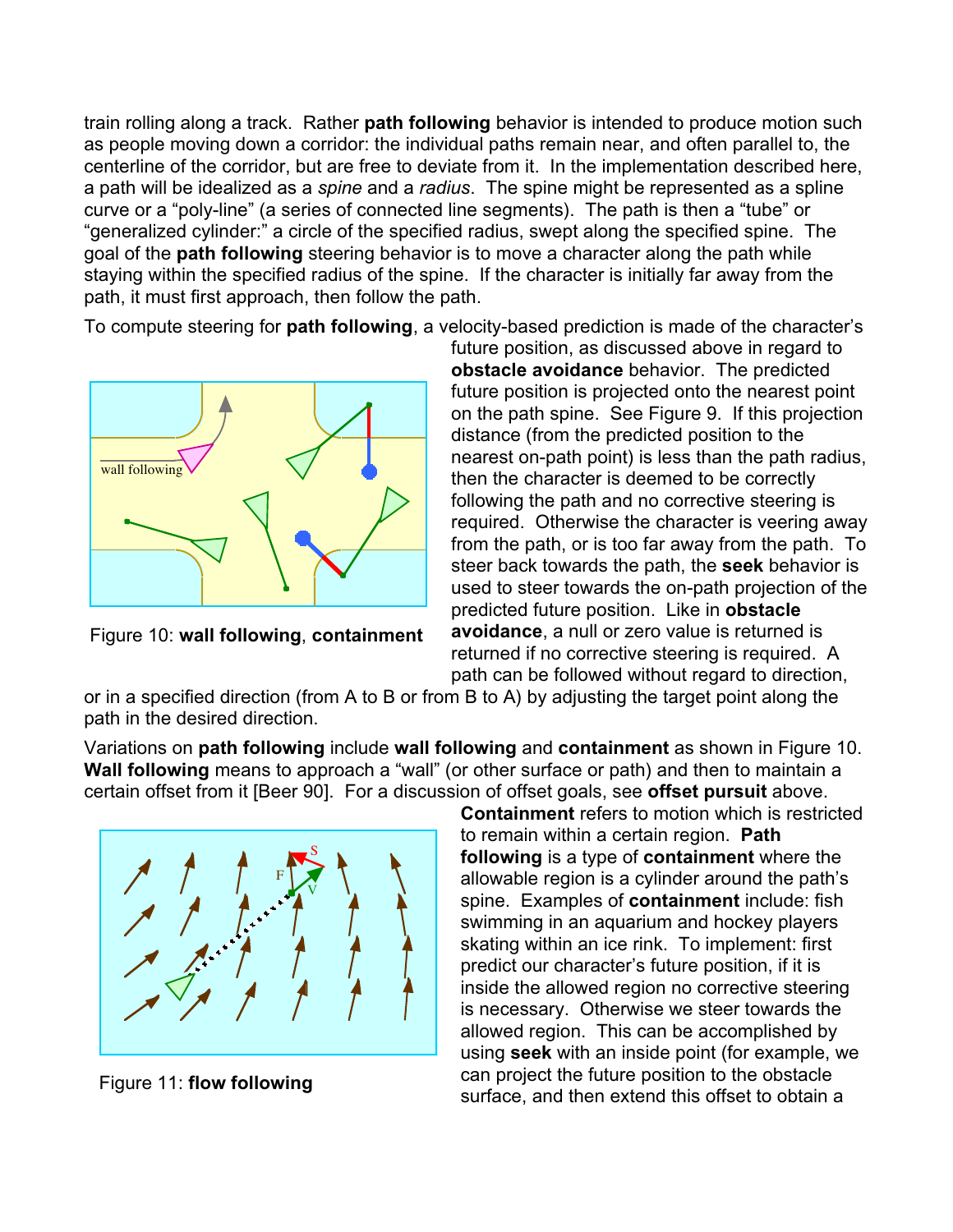train rolling along a track. Rather **path following** behavior is intended to produce motion such as people moving down a corridor: the individual paths remain near, and often parallel to, the centerline of the corridor, but are free to deviate from it. In the implementation described here, a path will be idealized as a *spine* and a *radius*. The spine might be represented as a spline curve or a "poly-line" (a series of connected line segments). The path is then a "tube" or "generalized cylinder:" a circle of the specified radius, swept along the specified spine. The goal of the **path following** steering behavior is to move a character along the path while staying within the specified radius of the spine. If the character is initially far away from the path, it must first approach, then follow the path.

To compute steering for **path following**, a velocity-based prediction is made of the character's future position, as discussed above in regard to **obstacle avoidance** behavior. The predicted future position is projected onto the nearest point on the path spine. See Figure 9. If this projection distance (from the predicted position to the nearest on-path point) is less than the path radius, then the character is deemed to be correctly following the path and no corrective steering is required. Otherwise the character is veering away from the path, or is too far away from the path. To steer back towards the path, the **seek** behavior is used to steer towards the on-path projection of the predicted future position. Like in **obstacle avoidance**, a null or zero value is returned is returned if no corrective steering is required. A path can be followed without regard to direction, or in a specified direction (from A to B or from B to A) by adjusting the target point along the path in the desired direction.

Figure 10: **wall following**, **containment**

Variations on **path following** include **wall following** and **containment** as shown in Figure 10. **Wall following** means to approach a "wall" (or other surface or path) and then to maintain a certain offset from it [Beer 90]. For a discussion of offset goals, see **offset pursuit** above.

**Containment** refers to motion which is restricted to remain within a certain region. **Path following** is a type of **containment** where the allowable region is a cylinder around the path's spine. Examples of **containment** include: fish swimming in an aquarium and hockey players skating within an ice rink. To implement: first predict our character's future position, if it is inside the allowed region no corrective steering is necessary. Otherwise we steer towards the allowed region. This can be accomplished by using **seek** with an inside point (for example, we can project the future position to the obstacle surface, and then extend this offset to obtain a

Figure 11: **flow following**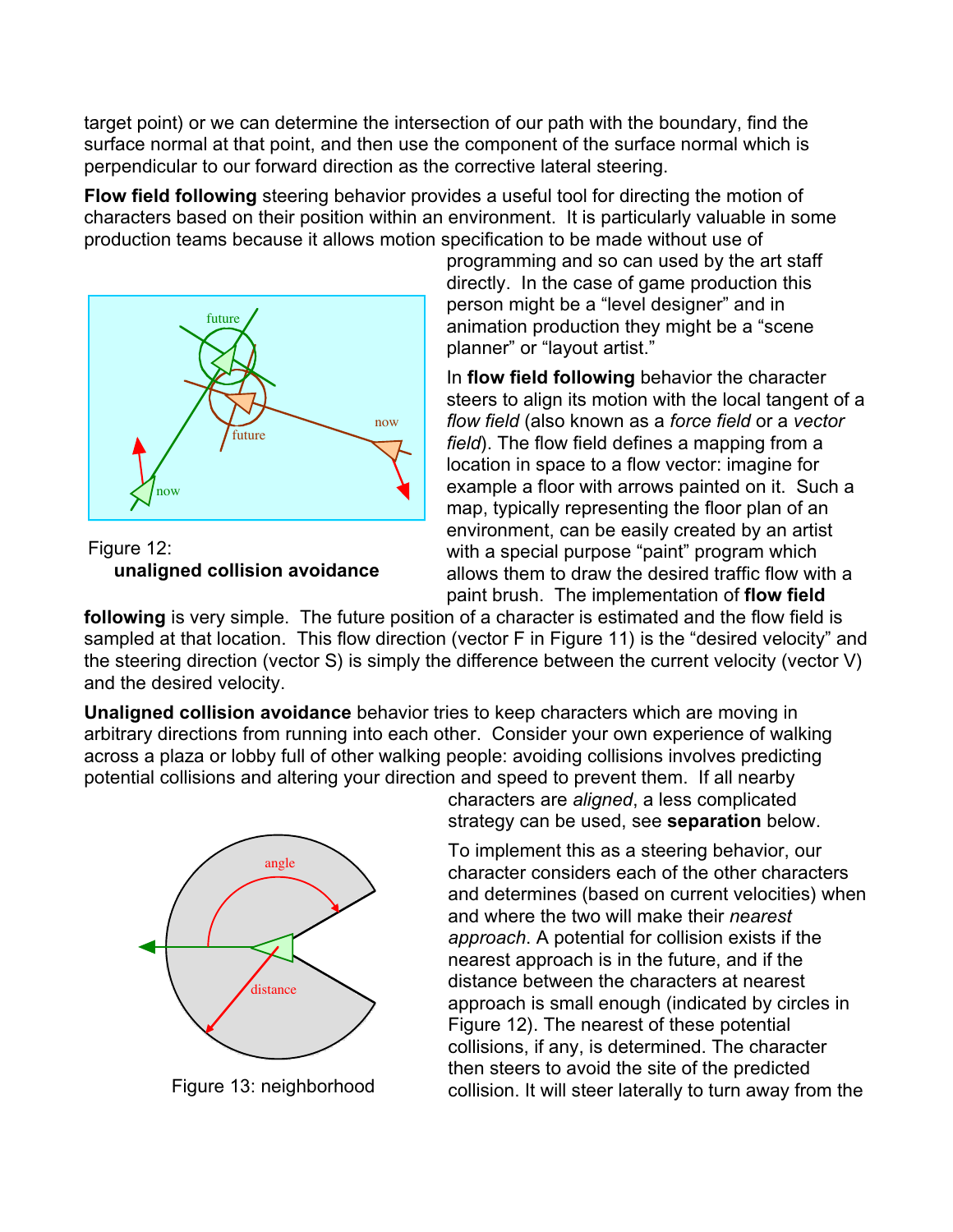target point) or we can determine the intersection of our path with the boundary, find the surface normal at that point, and then use the component of the surface normal which is perpendicular to our forward direction as the corrective lateral steering.

**Flow field following** steering behavior provides a useful tool for directing the motion of characters based on their position within an environment. It is particularly valuable in some production teams because it allows motion specification to be made without use of programming and so can used by the art staff directly. In the case of game production this person might be a "level designer" and in animation production they might be a "scene planner" or "layout artist."

Figure 12: **unaligned collision avoidance**

In **flow field following** behavior the character steers to align its motion with the local tangent of a *flow field* (also known as a *force field* or a *vector field*). The flow field defines a mapping from a location in space to a flow vector: imagine for example a floor with arrows painted on it. Such a map, typically representing the floor plan of an environment, can be easily created by an artist with a special purpose "paint" program which allows them to draw the desired traffic flow with a paint brush. The implementation of **flow field following** is very simple. The future position of a character is estimated and the flow field is sampled at that location. This flow direction (vector F in Figure 11) is the "desired velocity" and the steering direction (vector S) is simply the difference between the current velocity (vector V) and the desired velocity.

**Unaligned collision avoidance** behavior tries to keep characters which are moving in arbitrary directions from running into each other. Consider your own experience of walking across a plaza or lobby full of other walking people: avoiding collisions involves predicting potential collisions and altering your direction and speed to prevent them. If all nearby characters are *aligned*, a less complicated strategy can be used, see **separation** below.

Figure 13: neighborhood

To implement this as a steering behavior, our character considers each of the other characters and determines (based on current velocities) when and where the two will make their *nearest approach*. A potential for collision exists if the nearest approach is in the future, and if the distance between the characters at nearest approach is small enough (indicated by circles in Figure 12). The nearest of these potential collisions, if any, is determined. The character then steers to avoid the site of the predicted collision. It will steer laterally to turn away from the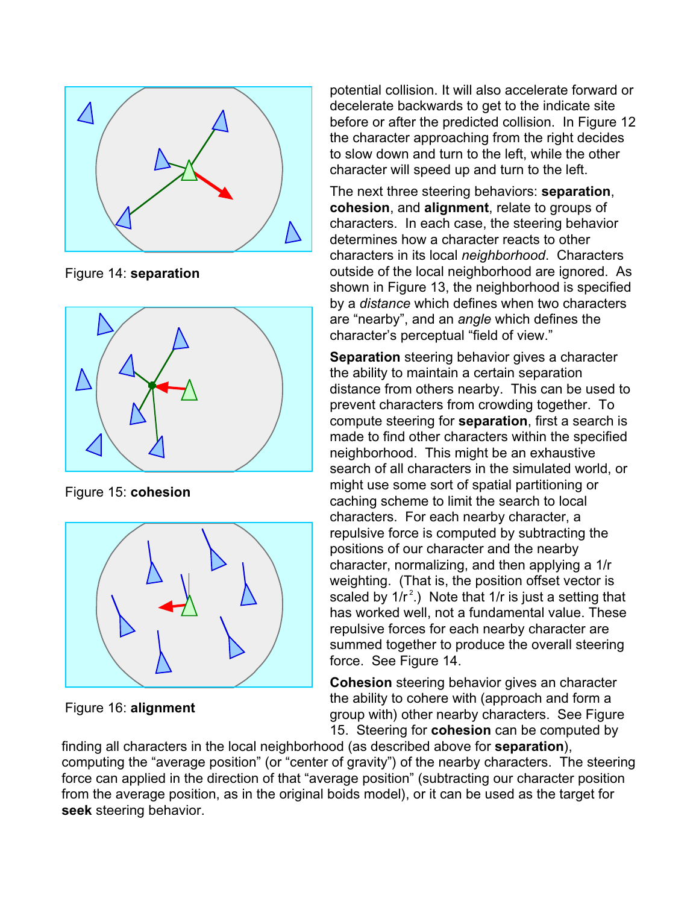potential collision. It will also accelerate forward or decelerate backwards to get to the indicate site before or after the predicted collision. In Figure 12 the character approaching from the right decides to slow down and turn to the left, while the other character will speed up and turn to the left.

The next three steering behaviors: **separation**, **cohesion**, and **alignment**, relate to groups of characters. In each case, the steering behavior determines how a character reacts to other characters in its local *neighborhood*. Characters outside of the local neighborhood are ignored. As shown in Figure 13, the neighborhood is specified by a *distance* which defines when two characters are "nearby", and an *angle* which defines the character's perceptual "field of view."

**Separation** steering behavior gives a character the ability to maintain a certain separation distance from others nearby. This can be used to prevent characters from crowding together. To compute steering for **separation**, first a search is made to find other characters within the specified neighborhood. This might be an exhaustive search of all characters in the simulated world, or might use some sort of spatial partitioning or caching scheme to limit the search to local characters. For each nearby character, a repulsive force is computed by subtracting the positions of our character and the nearby character, normalizing, and then applying a $1/r$ weighting. (That is, the position offset vector is scaled by $1/r^2$.) Note that $1/r$ is just a setting that has worked well, not a fundamental value. These repulsive forces for each nearby character are summed together to produce the overall steering force. See Figure 14.

Figure 14: **separation**

**Cohesion** steering behavior gives an character the ability to cohere with (approach and form a group with) other nearby characters. See Figure 15. Steering for **cohesion** can be computed by finding all characters in the local neighborhood (as described above for **separation**), computing the "average position" (or "center of gravity") of the nearby characters. The steering force can applied in the direction of that "average position" (subtracting our character position from the average position, as in the original boids model), or it can be used as the target for **seek** steering behavior.

Figure 15: **cohesion**

Figure 16: **alignment**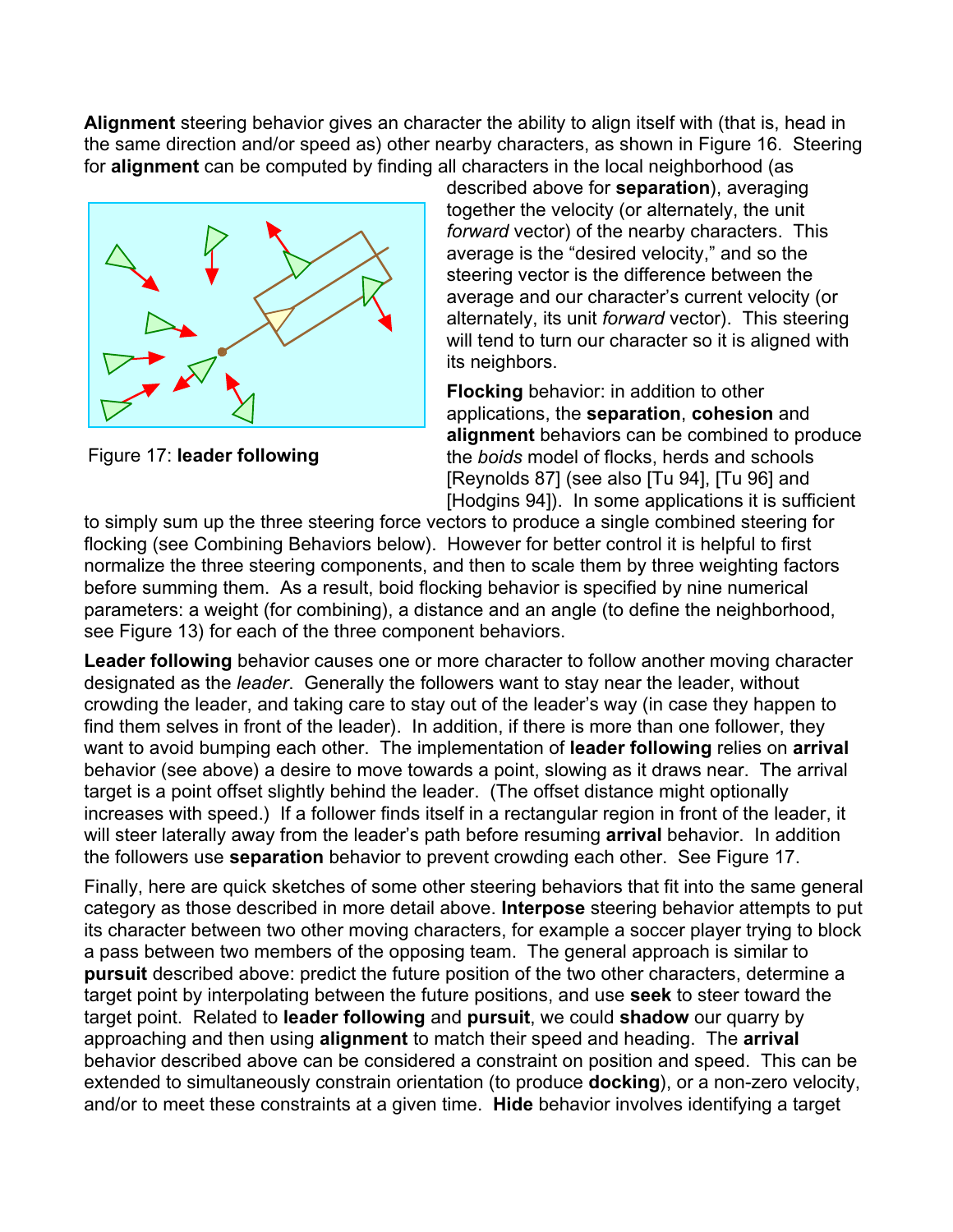**Alignment** steering behavior gives an character the ability to align itself with (that is, head in the same direction and/or speed as) other nearby characters, as shown in Figure 16. Steering for **alignment** can be computed by finding all characters in the local neighborhood (as described above for **separation**), averaging together the velocity (or alternately, the unit *forward* vector) of the nearby characters. This average is the "desired velocity," and so the steering vector is the difference between the average and our character's current velocity (or alternately, its unit *forward* vector). This steering will tend to turn our character so it is aligned with its neighbors.

Figure 17: **leader following**

**Flocking** behavior: in addition to other applications, the **separation**, **cohesion** and **alignment** behaviors can be combined to produce the *boids* model of flocks, herds and schools [Reynolds 87] (see also [Tu 94], [Tu 96] and [Hodgins 94]). In some applications it is sufficient to simply sum up the three steering force vectors to produce a single combined steering for flocking (see Combining Behaviors below). However for better control it is helpful to first normalize the three steering components, and then to scale them by three weighting factors before summing them. As a result, boid flocking behavior is specified by nine numerical parameters: a weight (for combining), a distance and an angle (to define the neighborhood, see Figure 13) for each of the three component behaviors.

**Leader following** behavior causes one or more character to follow another moving character designated as the *leader*. Generally the followers want to stay near the leader, without crowding the leader, and taking care to stay out of the leader's way (in case they happen to find them selves in front of the leader). In addition, if there is more than one follower, they want to avoid bumping each other. The implementation of **leader following** relies on **arrival** behavior (see above) a desire to move towards a point, slowing as it draws near. The arrival target is a point offset slightly behind the leader. (The offset distance might optionally increases with speed.) If a follower finds itself in a rectangular region in front of the leader, it will steer laterally away from the leader's path before resuming **arrival** behavior. In addition the followers use **separation** behavior to prevent crowding each other. See Figure 17.

Finally, here are quick sketches of some other steering behaviors that fit into the same general category as those described in more detail above. **Interpose** steering behavior attempts to put its character between two other moving characters, for example a soccer player trying to block a pass between two members of the opposing team. The general approach is similar to **pursuit** described above: predict the future position of the two other characters, determine a target point by interpolating between the future positions, and use **seek** to steer toward the target point. Related to **leader following** and **pursuit**, we could **shadow** our quarry by approaching and then using **alignment** to match their speed and heading. The **arrival** behavior described above can be considered a constraint on position and speed. This can be extended to simultaneously constrain orientation (to produce **docking**), or a non-zero velocity, and/or to meet these constraints at a given time. **Hide** behavior involves identifying a target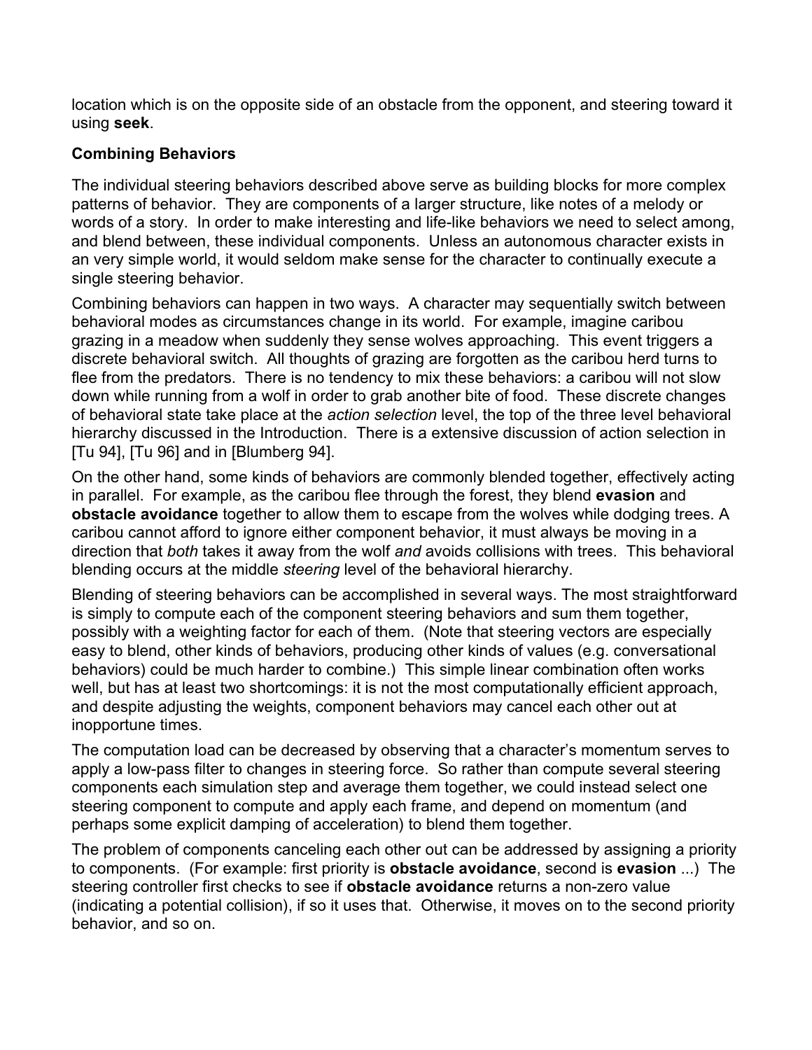location which is on the opposite side of an obstacle from the opponent, and steering toward it using **seek**.

**Combining Behaviors**

The individual steering behaviors described above serve as building blocks for more complex patterns of behavior. They are components of a larger structure, like notes of a melody or words of a story. In order to make interesting and life-like behaviors we need to select among, and blend between, these individual components. Unless an autonomous character exists in an very simple world, it would seldom make sense for the character to continually execute a single steering behavior.

Combining behaviors can happen in two ways. A character may sequentially switch between behavioral modes as circumstances change in its world. For example, imagine caribou grazing in a meadow when suddenly they sense wolves approaching. This event triggers a discrete behavioral switch. All thoughts of grazing are forgotten as the caribou herd turns to flee from the predators. There is no tendency to mix these behaviors: a caribou will not slow down while running from a wolf in order to grab another bite of food. These discrete changes of behavioral state take place at the *action selection* level, the top of the three level behavioral hierarchy discussed in the Introduction. There is a extensive discussion of action selection in [Tu 94], [Tu 96] and in [Blumberg 94].

On the other hand, some kinds of behaviors are commonly blended together, effectively acting in parallel. For example, as the caribou flee through the forest, they blend **evasion** and **obstacle avoidance** together to allow them to escape from the wolves while dodging trees. A caribou cannot afford to ignore either component behavior, it must always be moving in a direction that *both* takes it away from the wolf *and* avoids collisions with trees. This behavioral blending occurs at the middle *steering* level of the behavioral hierarchy.

Blending of steering behaviors can be accomplished in several ways. The most straightforward is simply to compute each of the component steering behaviors and sum them together, possibly with a weighting factor for each of them. (Note that steering vectors are especially easy to blend, other kinds of behaviors, producing other kinds of values (e.g. conversational behaviors) could be much harder to combine.) This simple linear combination often works well, but has at least two shortcomings: it is not the most computationally efficient approach, and despite adjusting the weights, component behaviors may cancel each other out at inopportune times.

The computation load can be decreased by observing that a character's momentum serves to apply a low-pass filter to changes in steering force. So rather than compute several steering components each simulation step and average them together, we could instead select one steering component to compute and apply each frame, and depend on momentum (and perhaps some explicit damping of acceleration) to blend them together.

The problem of components canceling each other out can be addressed by assigning a priority to components. (For example: first priority is **obstacle avoidance**, second is **evasion** ...) The steering controller first checks to see if **obstacle avoidance** returns a non-zero value (indicating a potential collision), if so it uses that. Otherwise, it moves on to the second priority behavior, and so on.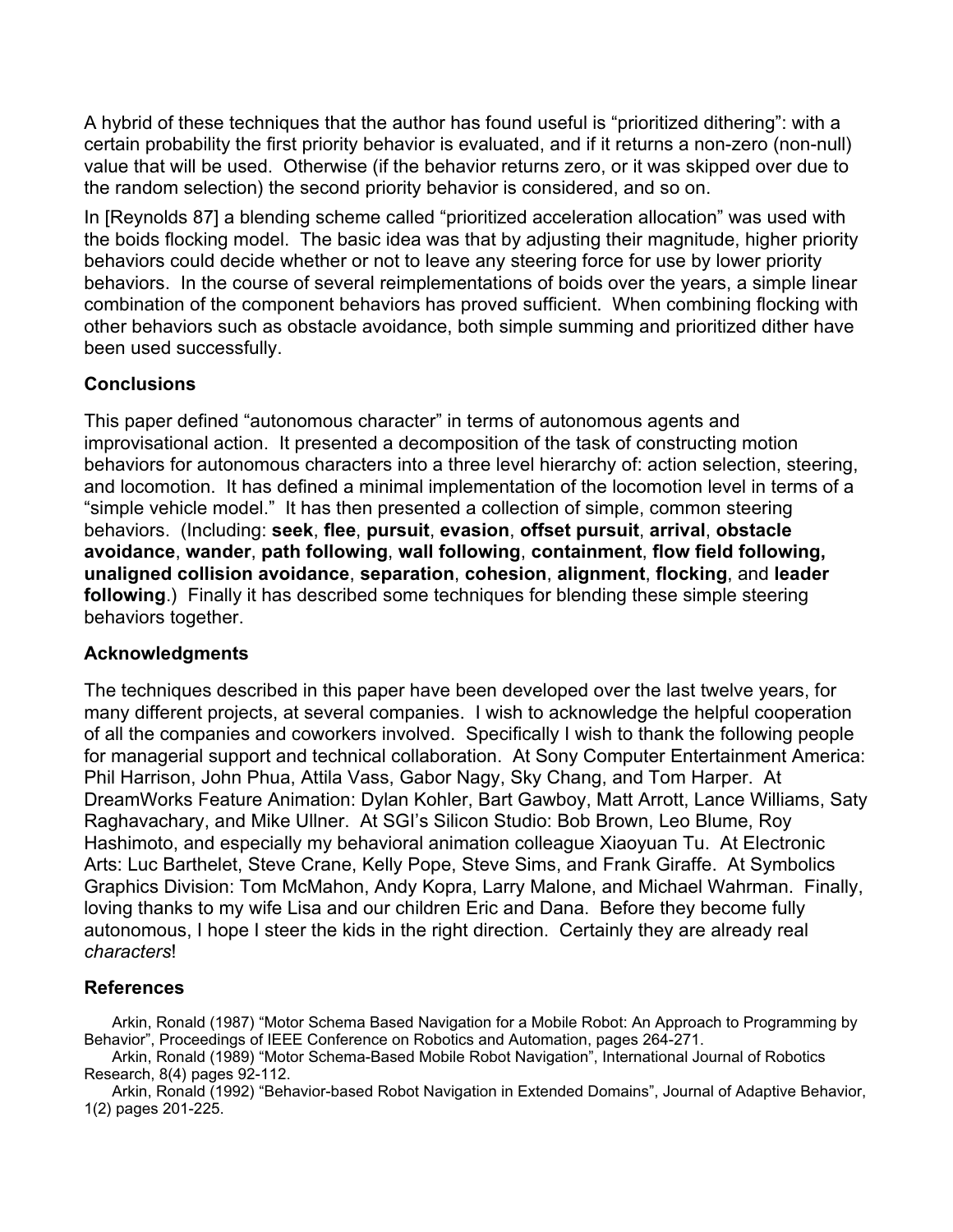A hybrid of these techniques that the author has found useful is "prioritized dithering": with a certain probability the first priority behavior is evaluated, and if it returns a non-zero (non-null) value that will be used. Otherwise (if the behavior returns zero, or it was skipped over due to the random selection) the second priority behavior is considered, and so on.

In [Reynolds 87] a blending scheme called "prioritized acceleration allocation" was used with the boids flocking model. The basic idea was that by adjusting their magnitude, higher priority behaviors could decide whether or not to leave any steering force for use by lower priority behaviors. In the course of several reimplementations of boids over the years, a simple linear combination of the component behaviors has proved sufficient. When combining flocking with other behaviors such as obstacle avoidance, both simple summing and prioritized dither have been used successfully.

## Conclusions

This paper defined "autonomous character" in terms of autonomous agents and improvisational action. It presented a decomposition of the task of constructing motion behaviors for autonomous characters into a three level hierarchy of: action selection, steering, and locomotion. It has defined a minimal implementation of the locomotion level in terms of a "simple vehicle model." It has then presented a collection of simple, common steering behaviors. (Including: **seek**, **flee**, **pursuit**, **evasion**, **offset pursuit**, **arrival**, **obstacle avoidance**, **wander**, **path following**, **wall following**, **containment**, **flow field following, unaligned collision avoidance**, **separation**, **cohesion**, **alignment**, **flocking**, and **leader following**.) Finally it has described some techniques for blending these simple steering behaviors together.

## Acknowledgments

The techniques described in this paper have been developed over the last twelve years, for many different projects, at several companies. I wish to acknowledge the helpful cooperation of all the companies and coworkers involved. Specifically I wish to thank the following people for managerial support and technical collaboration. At Sony Computer Entertainment America: Phil Harrison, John Phua, Attila Vass, Gabor Nagy, Sky Chang, and Tom Harper. At DreamWorks Feature Animation: Dylan Kohler, Bart Gawboy, Matt Arrott, Lance Williams, Saty Raghavachary, and Mike Ullner. At SGI's Silicon Studio: Bob Brown, Leo Blume, Roy Hashimoto, and especially my behavioral animation colleague Xiaoyuan Tu. At Electronic Arts: Luc Barthelet, Steve Crane, Kelly Pope, Steve Sims, and Frank Giraffe. At Symbolics Graphics Division: Tom McMahon, Andy Kopra, Larry Malone, and Michael Wahrman. Finally, loving thanks to my wife Lisa and our children Eric and Dana. Before they become fully autonomous, I hope I steer the kids in the right direction. Certainly they are already real *characters*!

## References

Arkin, Ronald (1987) "Motor Schema Based Navigation for a Mobile Robot: An Approach to Programming by Behavior", Proceedings of IEEE Conference on Robotics and Automation, pages 264-271.

Arkin, Ronald (1989) "Motor Schema-Based Mobile Robot Navigation", International Journal of Robotics Research, 8(4) pages 92-112.

Arkin, Ronald (1992) "Behavior-based Robot Navigation in Extended Domains", Journal of Adaptive Behavior, 1(2) pages 201-225.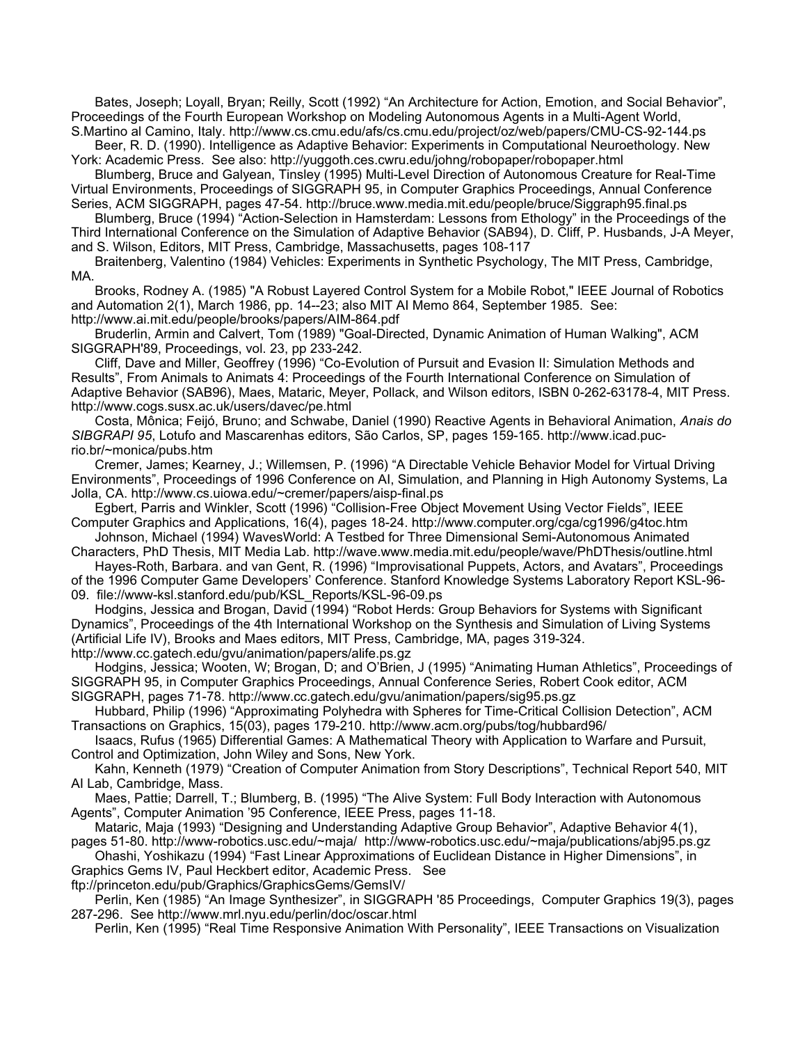Bates, Joseph; Loyall, Bryan; Reilly, Scott (1992) “An Architecture for Action, Emotion, and Social Behavior”, Proceedings of the Fourth European Workshop on Modeling Autonomous Agents in a Multi-Agent World, S.Martino al Camino, Italy. http://www.cs.cmu.edu/afs/cs.cmu.edu/project/oz/web/papers/CMU-CS-92-144.ps

Beer, R. D. (1990). Intelligence as Adaptive Behavior: Experiments in Computational Neuroethology. New York: Academic Press. See also: http://yuggoth.ces.cwru.edu/johng/robopaper/robopaper.html

Blumberg, Bruce and Galyean, Tinsley (1995) Multi-Level Direction of Autonomous Creature for Real-Time Virtual Environments, Proceedings of SIGGRAPH 95, in Computer Graphics Proceedings, Annual Conference Series, ACM SIGGRAPH, pages 47-54. http://bruce.www.media.mit.edu/people/bruce/Siggraph95.final.ps

Blumberg, Bruce (1994) “Action-Selection in Hamsterdam: Lessons from Ethology” in the Proceedings of the Third International Conference on the Simulation of Adaptive Behavior (SAB94), D. Cliff, P. Husbands, J-A Meyer, and S. Wilson, Editors, MIT Press, Cambridge, Massachusetts, pages 108-117

Braitenberg, Valentino (1984) Vehicles: Experiments in Synthetic Psychology, The MIT Press, Cambridge, MA.

Brooks, Rodney A. (1985) "A Robust Layered Control System for a Mobile Robot," IEEE Journal of Robotics and Automation 2(1), March 1986, pp. 14--23; also MIT AI Memo 864, September 1985. See: http://www.ai.mit.edu/people/brooks/papers/AIM-864.pdf

Bruderlin, Armin and Calvert, Tom (1989) "Goal-Directed, Dynamic Animation of Human Walking", ACM SIGGRAPH'89, Proceedings, vol. 23, pp 233-242.

Cliff, Dave and Miller, Geoffrey (1996) “Co-Evolution of Pursuit and Evasion II: Simulation Methods and Results”, From Animals to Animats 4: Proceedings of the Fourth International Conference on Simulation of Adaptive Behavior (SAB96), Maes, Mataric, Meyer, Pollack, and Wilson editors, ISBN 0-262-63178-4, MIT Press. http://www.cogs.susx.ac.uk/users/davec/pe.html

Costa, Mônica; Feijó, Bruno; and Schwabe, Daniel (1990) Reactive Agents in Behavioral Animation, *Anais do SIBGRAPI 95*, Lotufo and Mascarenhas editors, São Carlos, SP, pages 159-165. http://www.icad.puc-rio.br/~monica/pubs.htm

Cremer, James; Kearney, J.; Willemsen, P. (1996) “A Directable Vehicle Behavior Model for Virtual Driving Environments”, Proceedings of 1996 Conference on AI, Simulation, and Planning in High Autonomy Systems, La Jolla, CA. http://www.cs.uiowa.edu/~cremer/papers/aisp-final.ps

Egbert, Parris and Winkler, Scott (1996) “Collision-Free Object Movement Using Vector Fields”, IEEE Computer Graphics and Applications, 16(4), pages 18-24. http://www.computer.org/cga/cg1996/g4toc.htm

Johnson, Michael (1994) WavesWorld: A Testbed for Three Dimensional Semi-Autonomous Animated Characters, PhD Thesis, MIT Media Lab. http://wave.www.media.mit.edu/people/wave/PhDThesis/outline.html

Hayes-Roth, Barbara. and van Gent, R. (1996) “Improvisational Puppets, Actors, and Avatars”, Proceedings of the 1996 Computer Game Developers’ Conference. Stanford Knowledge Systems Laboratory Report KSL-96-09. file://www-ksl.stanford.edu/pub/KSL_Reports/KSL-96-09.ps

Hodgins, Jessica and Brogan, David (1994) “Robot Herds: Group Behaviors for Systems with Significant Dynamics”, Proceedings of the 4th International Workshop on the Synthesis and Simulation of Living Systems (Artificial Life IV), Brooks and Maes editors, MIT Press, Cambridge, MA, pages 319-324. http://www.cc.gatech.edu/gvu/animation/papers/alife.ps.gz

Hodgins, Jessica; Wooten, W; Brogan, D; and O’Brien, J (1995) “Animating Human Athletics”, Proceedings of SIGGRAPH 95, in Computer Graphics Proceedings, Annual Conference Series, Robert Cook editor, ACM SIGGRAPH, pages 71-78. http://www.cc.gatech.edu/gvu/animation/papers/sig95.ps.gz

Hubbard, Philip (1996) “Approximating Polyhedra with Spheres for Time-Critical Collision Detection”, ACM Transactions on Graphics, 15(03), pages 179-210. http://www.acm.org/pubs/tog/hubbard96/

Isaacs, Rufus (1965) Differential Games: A Mathematical Theory with Application to Warfare and Pursuit, Control and Optimization, John Wiley and Sons, New York.

Kahn, Kenneth (1979) “Creation of Computer Animation from Story Descriptions”, Technical Report 540, MIT AI Lab, Cambridge, Mass.

Maes, Pattie; Darrell, T.; Blumberg, B. (1995) “The Alive System: Full Body Interaction with Autonomous Agents”, Computer Animation ’95 Conference, IEEE Press, pages 11-18.

Mataric, Maja (1993) “Designing and Understanding Adaptive Group Behavior”, Adaptive Behavior 4(1), pages 51-80. http://www-robotics.usc.edu/~maja/ http://www-robotics.usc.edu/~maja/publications/abj95.ps.gz

Ohashi, Yoshikazu (1994) “Fast Linear Approximations of Euclidean Distance in Higher Dimensions”, in Graphics Gems IV, Paul Heckbert editor, Academic Press. See ftp://princeton.edu/pub/Graphics/GraphicsGems/GemsIV/

Perlin, Ken (1985) “An Image Synthesizer”, in SIGGRAPH '85 Proceedings, Computer Graphics 19(3), pages 287-296. See http://www.mrl.nyu.edu/perlin/doc/oscar.html

Perlin, Ken (1995) “Real Time Responsive Animation With Personality”, IEEE Transactions on Visualization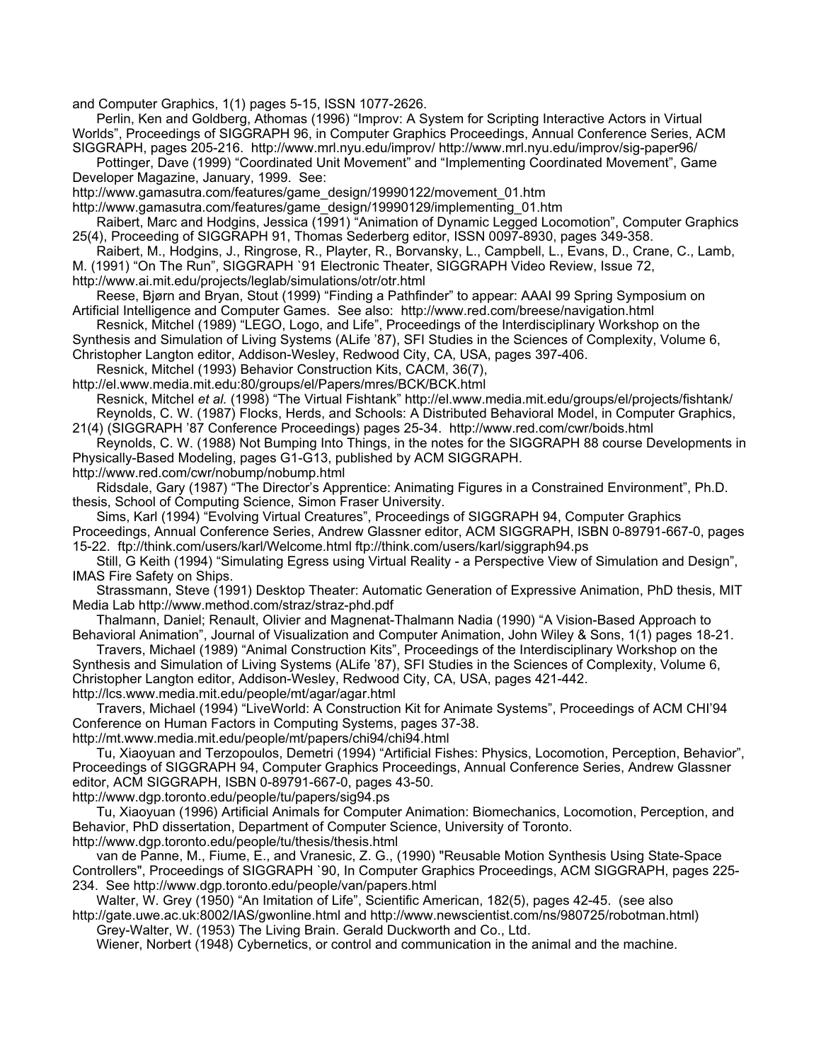and Computer Graphics, 1(1) pages 5-15, ISSN 1077-2626.

Perlin, Ken and Goldberg, Athomas (1996) “Improv: A System for Scripting Interactive Actors in Virtual Worlds”, Proceedings of SIGGRAPH 96, in Computer Graphics Proceedings, Annual Conference Series, ACM SIGGRAPH, pages 205-216. http://www.mrl.nyu.edu/improv/ http://www.mrl.nyu.edu/improv/sig-paper96/

Pottinger, Dave (1999) “Coordinated Unit Movement” and “Implementing Coordinated Movement”, Game Developer Magazine, January, 1999. See:
http://www.gamasutra.com/features/game_design/19990122/movement_01.htm
http://www.gamasutra.com/features/game_design/19990129/implementing_01.htm

Raibert, Marc and Hodgins, Jessica (1991) “Animation of Dynamic Legged Locomotion”, Computer Graphics 25(4), Proceeding of SIGGRAPH 91, Thomas Sederberg editor, ISSN 0097-8930, pages 349-358.

Raibert, M., Hodgins, J., Ringrose, R., Playter, R., Borvansky, L., Campbell, L., Evans, D., Crane, C., Lamb, M. (1991) “On The Run”, SIGGRAPH `91 Electronic Theater, SIGGRAPH Video Review, Issue 72, http://www.ai.mit.edu/projects/leglab/simulations/otr/otr.html

Reese, Bjørn and Bryan, Stout (1999) “Finding a Pathfinder” to appear: AAAI 99 Spring Symposium on Artificial Intelligence and Computer Games. See also: http://www.red.com/breese/navigation.html

Resnick, Mitchel (1989) “LEGO, Logo, and Life”, Proceedings of the Interdisciplinary Workshop on the Synthesis and Simulation of Living Systems (ALife ’87), SFI Studies in the Sciences of Complexity, Volume 6, Christopher Langton editor, Addison-Wesley, Redwood City, CA, USA, pages 397-406.

Resnick, Mitchel (1993) Behavior Construction Kits, CACM, 36(7),
http://el.www.media.mit.edu:80/groups/el/Papers/mres/BCK/BCK.html

Resnick, Mitchel *et al.* (1998) “The Virtual Fishtank” http://el.www.media.mit.edu/groups/el/projects/fishtank/

Reynolds, C. W. (1987) Flocks, Herds, and Schools: A Distributed Behavioral Model, in Computer Graphics, 21(4) (SIGGRAPH ’87 Conference Proceedings) pages 25-34. http://www.red.com/cwr/boids.html

Reynolds, C. W. (1988) Not Bumping Into Things, in the notes for the SIGGRAPH 88 course Developments in Physically-Based Modeling, pages G1-G13, published by ACM SIGGRAPH.
http://www.red.com/cwr/nobump/nobump.html

Ridsdale, Gary (1987) “The Director’s Apprentice: Animating Figures in a Constrained Environment”, Ph.D. thesis, School of Computing Science, Simon Fraser University.

Sims, Karl (1994) “Evolving Virtual Creatures”, Proceedings of SIGGRAPH 94, Computer Graphics Proceedings, Annual Conference Series, Andrew Glassner editor, ACM SIGGRAPH, ISBN 0-89791-667-0, pages 15-22. ftp://think.com/users/karl/Welcome.html ftp://think.com/users/karl/siggraph94.ps

Still, G Keith (1994) “Simulating Egress using Virtual Reality - a Perspective View of Simulation and Design”, IMAS Fire Safety on Ships.

Strassmann, Steve (1991) Desktop Theater: Automatic Generation of Expressive Animation, PhD thesis, MIT Media Lab http://www.method.com/straz/straz-phd.pdf

Thalmann, Daniel; Renault, Olivier and Magnenat-Thalmann Nadia (1990) “A Vision-Based Approach to Behavioral Animation”, Journal of Visualization and Computer Animation, John Wiley & Sons, 1(1) pages 18-21.

Travers, Michael (1989) “Animal Construction Kits”, Proceedings of the Interdisciplinary Workshop on the Synthesis and Simulation of Living Systems (ALife ’87), SFI Studies in the Sciences of Complexity, Volume 6, Christopher Langton editor, Addison-Wesley, Redwood City, CA, USA, pages 421-442.
http://lcs.www.media.mit.edu/people/mt/agar/agar.html

Travers, Michael (1994) “LiveWorld: A Construction Kit for Animate Systems”, Proceedings of ACM CHI’94 Conference on Human Factors in Computing Systems, pages 37-38.
http://mt.www.media.mit.edu/people/mt/papers/chi94/chi94.html

Tu, Xiaoyuan and Terzopoulos, Demetri (1994) “Artificial Fishes: Physics, Locomotion, Perception, Behavior”, Proceedings of SIGGRAPH 94, Computer Graphics Proceedings, Annual Conference Series, Andrew Glassner editor, ACM SIGGRAPH, ISBN 0-89791-667-0, pages 43-50.
http://www.dgp.toronto.edu/people/tu/papers/sig94.ps

Tu, Xiaoyuan (1996) Artificial Animals for Computer Animation: Biomechanics, Locomotion, Perception, and Behavior, PhD dissertation, Department of Computer Science, University of Toronto.
http://www.dgp.toronto.edu/people/tu/thesis/thesis.html

van de Panne, M., Fiume, E., and Vranesic, Z. G., (1990) "Reusable Motion Synthesis Using State-Space Controllers", Proceedings of SIGGRAPH `90, In Computer Graphics Proceedings, ACM SIGGRAPH, pages 225-234. See http://www.dgp.toronto.edu/people/van/papers.html

Walter, W. Grey (1950) “An Imitation of Life”, Scientific American, 182(5), pages 42-45. (see also http://gate.uwe.ac.uk:8002/IAS/gwonline.html and http://www.newscientist.com/ns/980725/robotman.html)

Grey-Walter, W. (1953) The Living Brain. Gerald Duckworth and Co., Ltd.

Wiener, Norbert (1948) Cybernetics, or control and communication in the animal and the machine.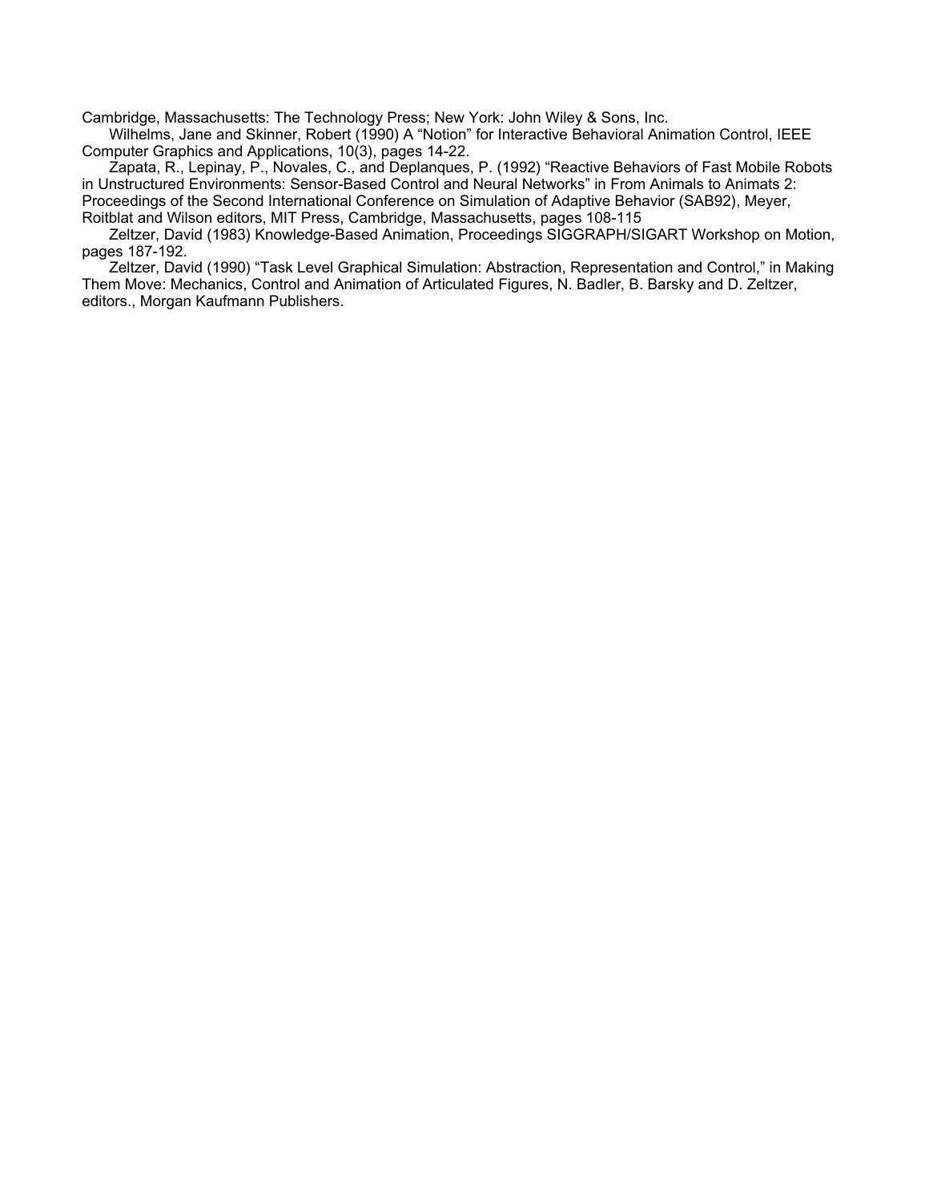Cambridge, Massachusetts: The Technology Press; New York: John Wiley & Sons, Inc.

Wilhelms, Jane and Skinner, Robert (1990) A "Notion" for Interactive Behavioral Animation Control, IEEE Computer Graphics and Applications, 10(3), pages 14-22.

Zapata, R., Lepinay, P., Novales, C., and Deplanques, P. (1992) "Reactive Behaviors of Fast Mobile Robots in Unstructured Environments: Sensor-Based Control and Neural Networks" in From Animals to Animats 2: Proceedings of the Second International Conference on Simulation of Adaptive Behavior (SAB92), Meyer, Roitblat and Wilson editors, MIT Press, Cambridge, Massachusetts, pages 108-115

Zeltzer, David (1983) Knowledge-Based Animation, Proceedings SIGGRAPH/SIGART Workshop on Motion, pages 187-192.

Zeltzer, David (1990) "Task Level Graphical Simulation: Abstraction, Representation and Control," in Making Them Move: Mechanics, Control and Animation of Articulated Figures, N. Badler, B. Barsky and D. Zeltzer, editors., Morgan Kaufmann Publishers.